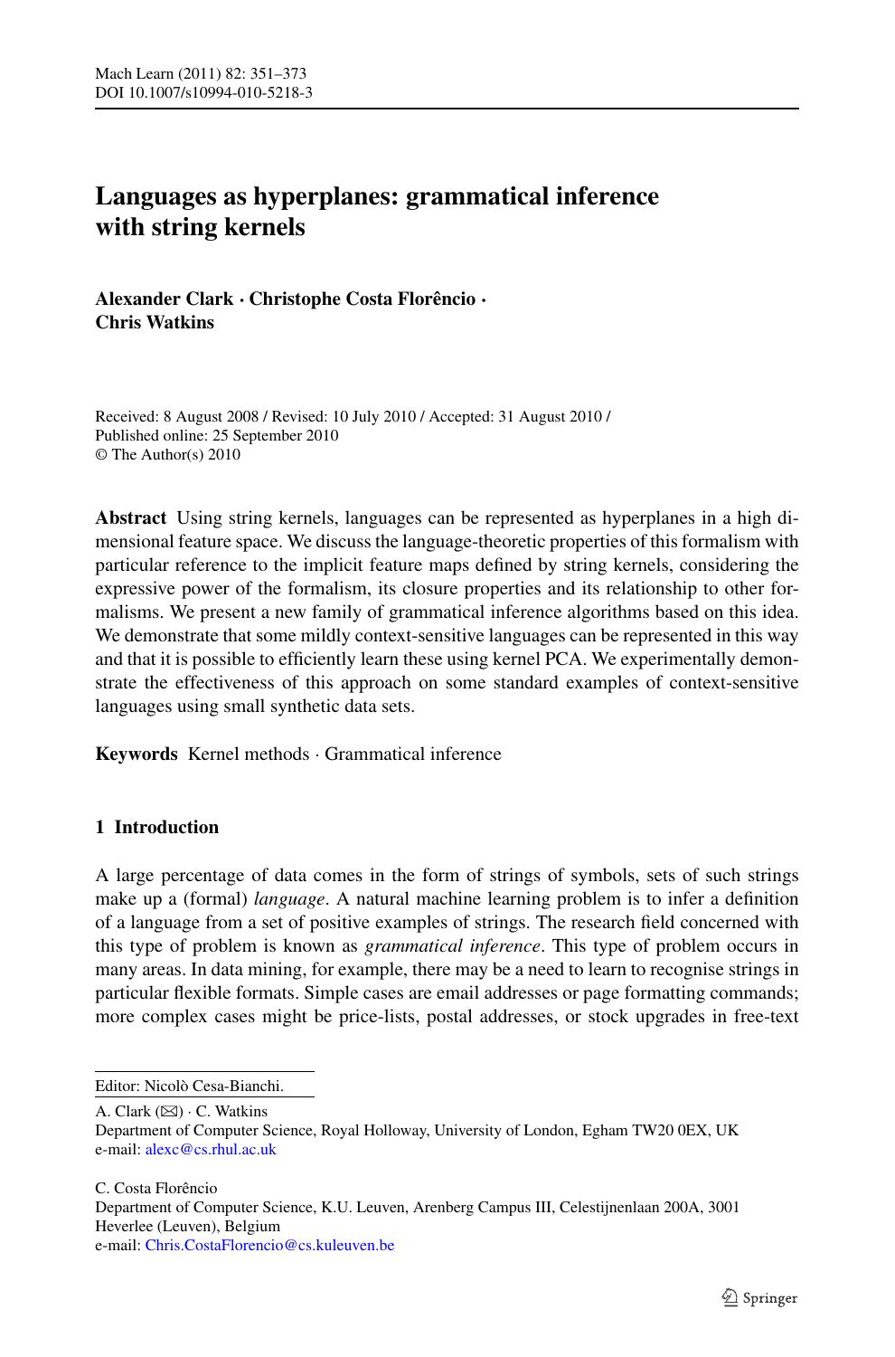# Languages as hyperplanes: grammatical inference with string kernels

**Alexander Clark · Christophe Costa Florêncio · Chris Watkins**

Received: 8 August 2008 / Revised: 10 July 2010 / Accepted: 31 August 2010 / Published online: 25 September 2010
© The Author(s) 2010

**Abstract** Using string kernels, languages can be represented as hyperplanes in a high dimensional feature space. We discuss the language-theoretic properties of this formalism with particular reference to the implicit feature maps defined by string kernels, considering the expressive power of the formalism, its closure properties and its relationship to other formalisms. We present a new family of grammatical inference algorithms based on this idea. We demonstrate that some mildly context-sensitive languages can be represented in this way and that it is possible to efficiently learn these using kernel PCA. We experimentally demonstrate the effectiveness of this approach on some standard examples of context-sensitive languages using small synthetic data sets.

**Keywords** Kernel methods · Grammatical inference

## 1 Introduction

A large percentage of data comes in the form of strings of symbols, sets of such strings make up a (formal) *language*. A natural machine learning problem is to infer a definition of a language from a set of positive examples of strings. The research field concerned with this type of problem is known as *grammatical inference*. This type of problem occurs in many areas. In data mining, for example, there may be a need to learn to recognise strings in particular flexible formats. Simple cases are email addresses or page formatting commands; more complex cases might be price-lists, postal addresses, or stock upgrades in free-text

---

Editor: Nicolò Cesa-Bianchi.

A. Clark (✉) · C. Watkins
Department of Computer Science, Royal Holloway, University of London, Egham TW20 0EX, UK
e-mail: alexc@cs.rhul.ac.uk

C. Costa Florêncio
Department of Computer Science, K.U. Leuven, Arenberg Campus III, Celestijnenlaan 200A, 3001 Heverlee (Leuven), Belgium
e-mail: Chris.CostaFlorencio@cs.kuleuven.be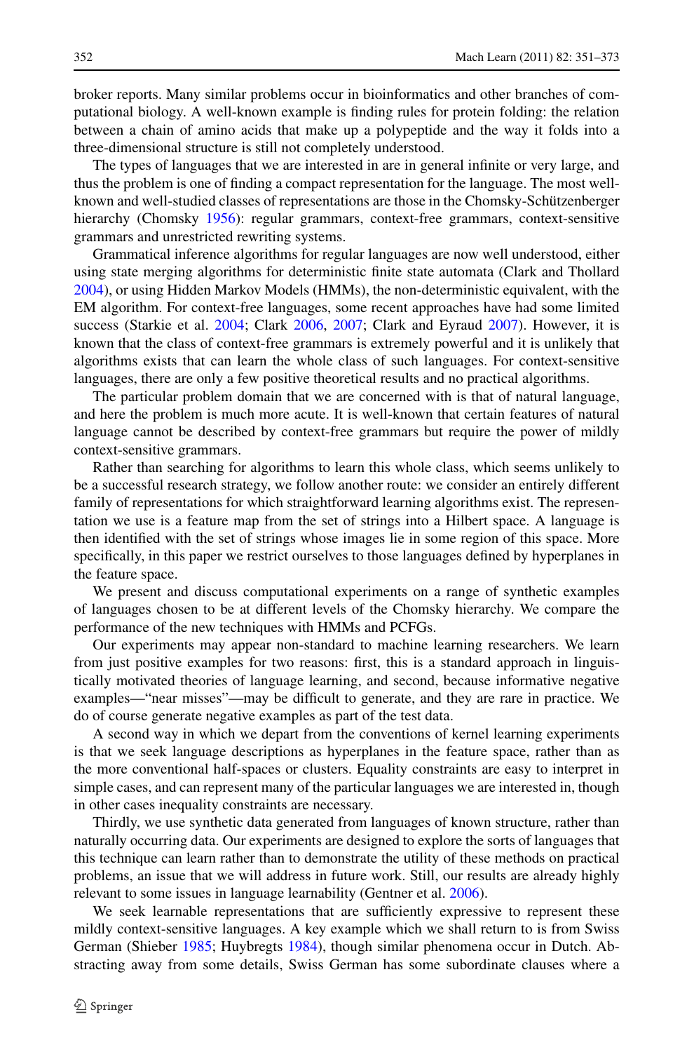broker reports. Many similar problems occur in bioinformatics and other branches of computational biology. A well-known example is finding rules for protein folding: the relation between a chain of amino acids that make up a polypeptide and the way it folds into a three-dimensional structure is still not completely understood.

The types of languages that we are interested in are in general infinite or very large, and thus the problem is one of finding a compact representation for the language. The most well-known and well-studied classes of representations are those in the Chomsky-Schützenberger hierarchy (Chomsky 1956): regular grammars, context-free grammars, context-sensitive grammars and unrestricted rewriting systems.

Grammatical inference algorithms for regular languages are now well understood, either using state merging algorithms for deterministic finite state automata (Clark and Thollard 2004), or using Hidden Markov Models (HMMs), the non-deterministic equivalent, with the EM algorithm. For context-free languages, some recent approaches have had some limited success (Starkie et al. 2004; Clark 2006, 2007; Clark and Eyraud 2007). However, it is known that the class of context-free grammars is extremely powerful and it is unlikely that algorithms exists that can learn the whole class of such languages. For context-sensitive languages, there are only a few positive theoretical results and no practical algorithms.

The particular problem domain that we are concerned with is that of natural language, and here the problem is much more acute. It is well-known that certain features of natural language cannot be described by context-free grammars but require the power of mildly context-sensitive grammars.

Rather than searching for algorithms to learn this whole class, which seems unlikely to be a successful research strategy, we follow another route: we consider an entirely different family of representations for which straightforward learning algorithms exist. The representation we use is a feature map from the set of strings into a Hilbert space. A language is then identified with the set of strings whose images lie in some region of this space. More specifically, in this paper we restrict ourselves to those languages defined by hyperplanes in the feature space.

We present and discuss computational experiments on a range of synthetic examples of languages chosen to be at different levels of the Chomsky hierarchy. We compare the performance of the new techniques with HMMs and PCFGs.

Our experiments may appear non-standard to machine learning researchers. We learn from just positive examples for two reasons: first, this is a standard approach in linguistically motivated theories of language learning, and second, because informative negative examples—"near misses"—may be difficult to generate, and they are rare in practice. We do of course generate negative examples as part of the test data.

A second way in which we depart from the conventions of kernel learning experiments is that we seek language descriptions as hyperplanes in the feature space, rather than as the more conventional half-spaces or clusters. Equality constraints are easy to interpret in simple cases, and can represent many of the particular languages we are interested in, though in other cases inequality constraints are necessary.

Thirdly, we use synthetic data generated from languages of known structure, rather than naturally occurring data. Our experiments are designed to explore the sorts of languages that this technique can learn rather than to demonstrate the utility of these methods on practical problems, an issue that we will address in future work. Still, our results are already highly relevant to some issues in language learnability (Gentner et al. 2006).

We seek learnable representations that are sufficiently expressive to represent these mildly context-sensitive languages. A key example which we shall return to is from Swiss German (Shieber 1985; Huybregts 1984), though similar phenomena occur in Dutch. Abstracting away from some details, Swiss German has some subordinate clauses where a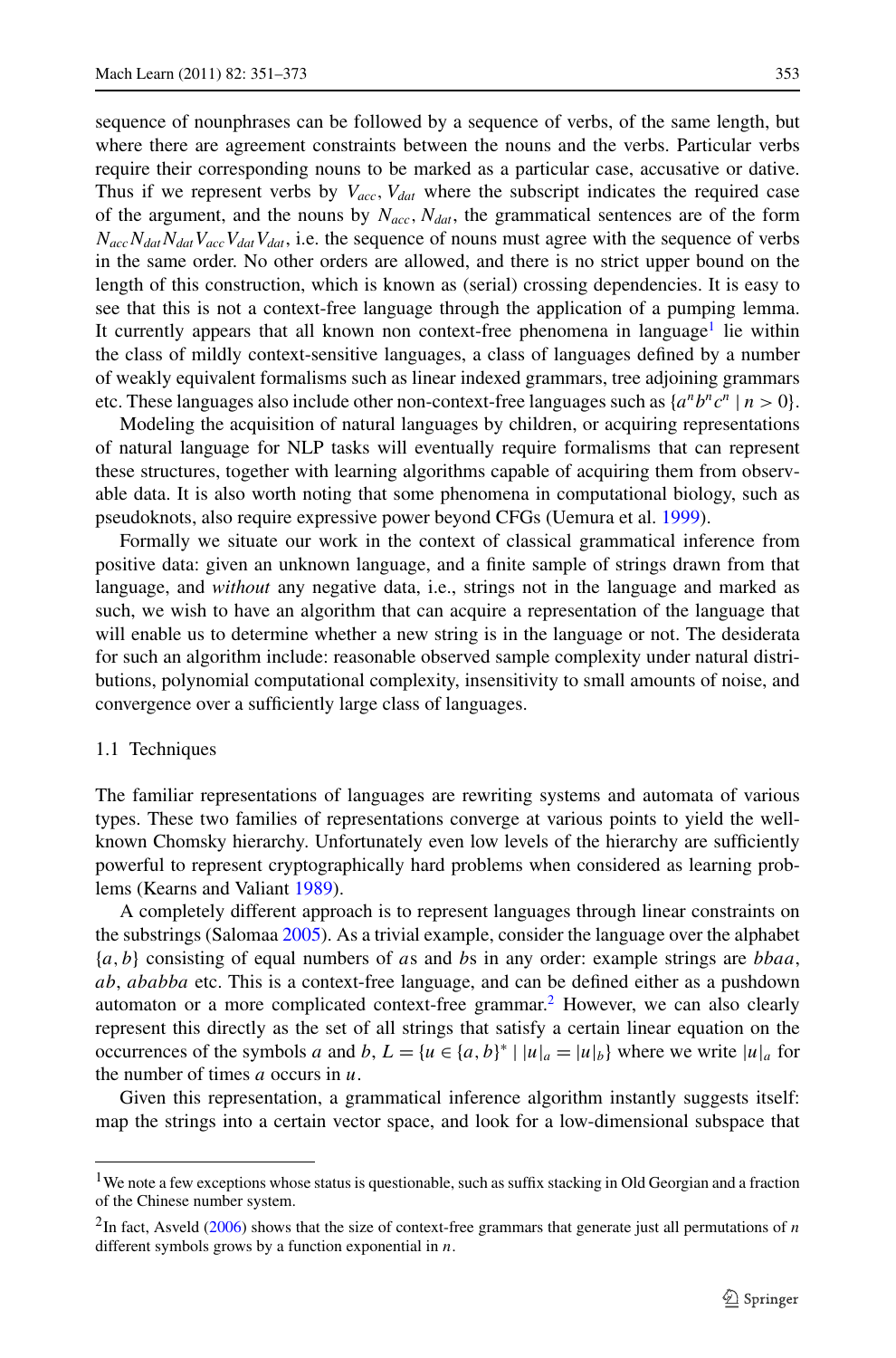sequence of nounphrases can be followed by a sequence of verbs, of the same length, but where there are agreement constraints between the nouns and the verbs. Particular verbs require their corresponding nouns to be marked as a particular case, accusative or dative. Thus if we represent verbs by $V_{acc}, V_{dat}$ where the subscript indicates the required case of the argument, and the nouns by $N_{acc}, N_{dat}$, the grammatical sentences are of the form $N_{acc} N_{dat} N_{dat} V_{acc} V_{dat} V_{dat}$, i.e. the sequence of nouns must agree with the sequence of verbs in the same order. No other orders are allowed, and there is no strict upper bound on the length of this construction, which is known as (serial) crossing dependencies. It is easy to see that this is not a context-free language through the application of a pumping lemma. It currently appears that all known non context-free phenomena in language[1] lie within the class of mildly context-sensitive languages, a class of languages defined by a number of weakly equivalent formalisms such as linear indexed grammars, tree adjoining grammars etc. These languages also include other non-context-free languages such as $\{a^n b^n c^n \mid n > 0\}$.

Modeling the acquisition of natural languages by children, or acquiring representations of natural language for NLP tasks will eventually require formalisms that can represent these structures, together with learning algorithms capable of acquiring them from observable data. It is also worth noting that some phenomena in computational biology, such as pseudoknots, also require expressive power beyond CFGs (Uemura et al. 1999).

Formally we situate our work in the context of classical grammatical inference from positive data: given an unknown language, and a finite sample of strings drawn from that language, and *without* any negative data, i.e., strings not in the language and marked as such, we wish to have an algorithm that can acquire a representation of the language that will enable us to determine whether a new string is in the language or not. The desiderata for such an algorithm include: reasonable observed sample complexity under natural distributions, polynomial computational complexity, insensitivity to small amounts of noise, and convergence over a sufficiently large class of languages.

### 1.1 Techniques

The familiar representations of languages are rewriting systems and automata of various types. These two families of representations converge at various points to yield the well-known Chomsky hierarchy. Unfortunately even low levels of the hierarchy are sufficiently powerful to represent cryptographically hard problems when considered as learning problems (Kearns and Valiant 1989).

A completely different approach is to represent languages through linear constraints on the substrings (Salomaa 2005). As a trivial example, consider the language over the alphabet $\{a, b\}$ consisting of equal numbers of $a$s and $b$s in any order: example strings are $bbaa$, $ab$, $ababba$ etc. This is a context-free language, and can be defined either as a pushdown automaton or a more complicated context-free grammar.[2] However, we can also clearly represent this directly as the set of all strings that satisfy a certain linear equation on the occurrences of the symbols $a$ and $b$, $L = \{u \in \{a, b\}^* \mid |u|_a = |u|_b\}$ where we write $|u|_a$ for the number of times $a$ occurs in $u$.

Given this representation, a grammatical inference algorithm instantly suggests itself: map the strings into a certain vector space, and look for a low-dimensional subspace that

[1] We note a few exceptions whose status is questionable, such as suffix stacking in Old Georgian and a fraction of the Chinese number system.

[2] In fact, Asveld (2006) shows that the size of context-free grammars that generate just all permutations of $n$ different symbols grows by a function exponential in $n$.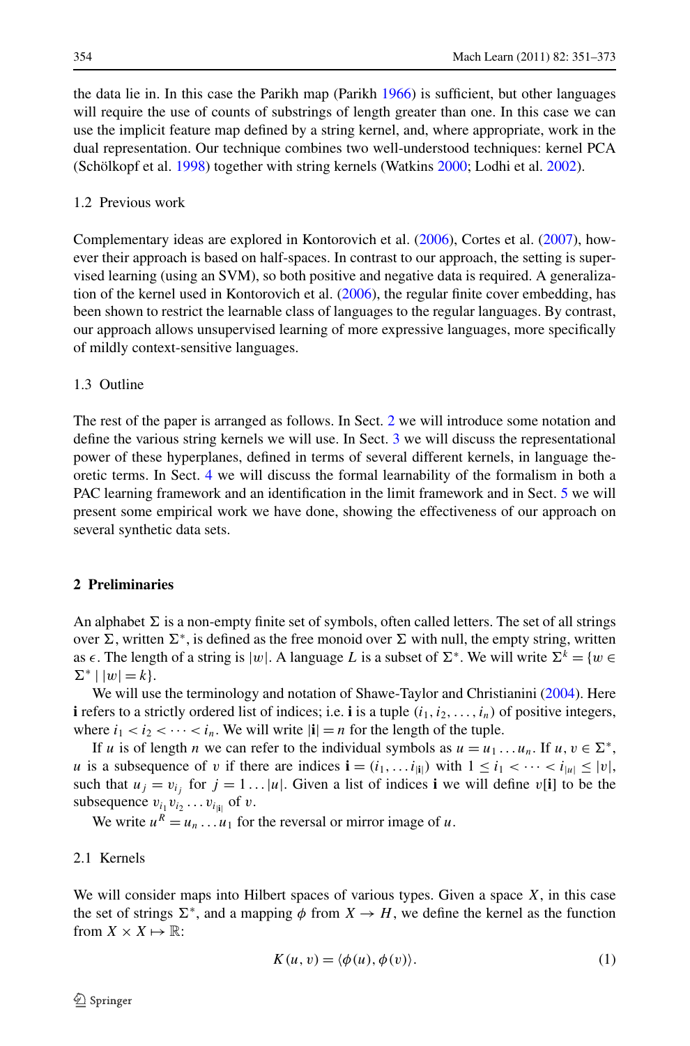the data lie in. In this case the Parikh map (Parikh 1966) is sufficient, but other languages will require the use of counts of substrings of length greater than one. In this case we can use the implicit feature map defined by a string kernel, and, where appropriate, work in the dual representation. Our technique combines two well-understood techniques: kernel PCA (Schölkopf et al. 1998) together with string kernels (Watkins 2000; Lodhi et al. 2002).

### 1.2 Previous work

Complementary ideas are explored in Kontorovich et al. (2006), Cortes et al. (2007), however their approach is based on half-spaces. In contrast to our approach, the setting is supervised learning (using an SVM), so both positive and negative data is required. A generalization of the kernel used in Kontorovich et al. (2006), the regular finite cover embedding, has been shown to restrict the learnable class of languages to the regular languages. By contrast, our approach allows unsupervised learning of more expressive languages, more specifically of mildly context-sensitive languages.

### 1.3 Outline

The rest of the paper is arranged as follows. In Sect. 2 we will introduce some notation and define the various string kernels we will use. In Sect. 3 we will discuss the representational power of these hyperplanes, defined in terms of several different kernels, in language theoretic terms. In Sect. 4 we will discuss the formal learnability of the formalism in both a PAC learning framework and an identification in the limit framework and in Sect. 5 we will present some empirical work we have done, showing the effectiveness of our approach on several synthetic data sets.

## 2 Preliminaries

An alphabet $\Sigma$ is a non-empty finite set of symbols, often called letters. The set of all strings over $\Sigma$, written $\Sigma^*$, is defined as the free monoid over $\Sigma$ with null, the empty string, written as $\epsilon$. The length of a string is $|w|$. A language $L$ is a subset of $\Sigma^*$. We will write $\Sigma^k = \{w \in \Sigma^* \mid |w| = k\}$.

We will use the terminology and notation of Shawe-Taylor and Christianini (2004). Here $\mathbf{i}$ refers to a strictly ordered list of indices; i.e. $\mathbf{i}$ is a tuple $(i_1, i_2, \ldots, i_n)$ of positive integers, where $i_1 < i_2 < \cdots < i_n$. We will write $|\mathbf{i}| = n$ for the length of the tuple.

If $u$ is of length $n$ we can refer to the individual symbols as $u = u_1 \ldots u_n$. If $u, v \in \Sigma^*$, $u$ is a subsequence of $v$ if there are indices $\mathbf{i} = (i_1, \ldots i_{|\mathbf{i}|})$ with $1 \leq i_1 < \cdots < i_{|u|} \leq |v|$, such that $u_j = v_{i_j}$ for $j = 1 \ldots |u|$. Given a list of indices $\mathbf{i}$ we will define $v[\mathbf{i}]$ to be the subsequence $v_{i_1} v_{i_2} \ldots v_{i_{|\mathbf{i}|}}$ of $v$.

We write $u^R = u_n \ldots u_1$ for the reversal or mirror image of $u$.

### 2.1 Kernels

We will consider maps into Hilbert spaces of various types. Given a space $X$, in this case the set of strings $\Sigma^*$, and a mapping $\phi$ from $X \to H$, we define the kernel as the function from $X \times X \mapsto \mathbb{R}$:

$$K(u, v) = \langle \phi(u), \phi(v) \rangle. \tag{1}$$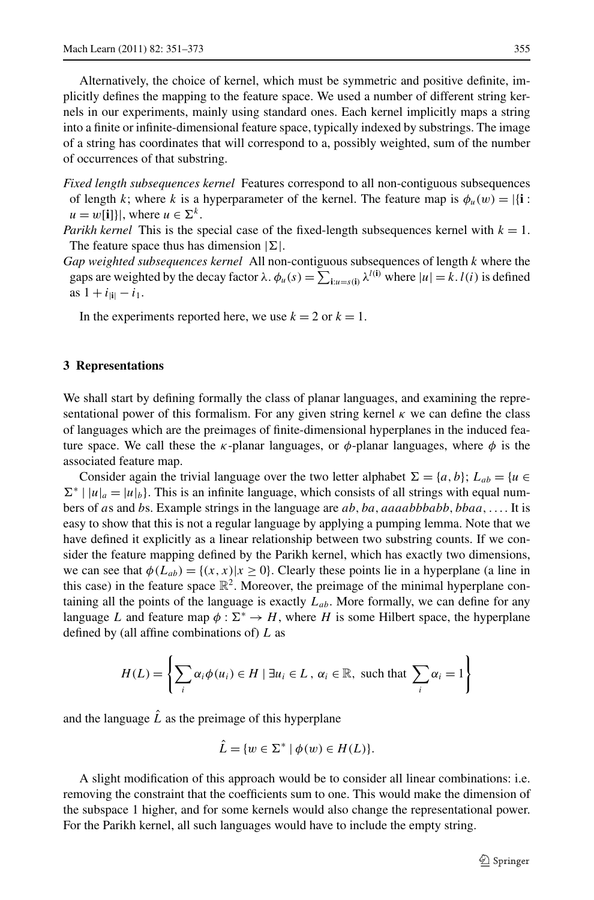Alternatively, the choice of kernel, which must be symmetric and positive definite, implicitly defines the mapping to the feature space. We used a number of different string kernels in our experiments, mainly using standard ones. Each kernel implicitly maps a string into a finite or infinite-dimensional feature space, typically indexed by substrings. The image of a string has coordinates that will correspond to a, possibly weighted, sum of the number of occurrences of that substring.

*Fixed length subsequences kernel* Features correspond to all non-contiguous subsequences of length $k$; where $k$ is a hyperparameter of the kernel. The feature map is $\phi_u(w) = |\{\mathbf{i} : u = w[\mathbf{i}]\}|$, where $u \in \Sigma^k$.

*Parikh kernel* This is the special case of the fixed-length subsequences kernel with $k = 1$. The feature space thus has dimension $|\Sigma|$.

*Gap weighted subsequences kernel* All non-contiguous subsequences of length $k$ where the gaps are weighted by the decay factor $\lambda$. $\phi_u(s) = \sum_{\mathbf{i}:u=s(\mathbf{i})} \lambda^{l(\mathbf{i})}$ where $|u| = k$. $l(i)$ is defined as $1 + i_{|\mathbf{i}|} - i_1$.

In the experiments reported here, we use $k = 2$ or $k = 1$.

## 3 Representations

We shall start by defining formally the class of planar languages, and examining the representational power of this formalism. For any given string kernel $\kappa$ we can define the class of languages which are the preimages of finite-dimensional hyperplanes in the induced feature space. We call these the $\kappa$-planar languages, or $\phi$-planar languages, where $\phi$ is the associated feature map.

Consider again the trivial language over the two letter alphabet $\Sigma = \{a, b\}$; $L_{ab} = \{u \in \Sigma^* \mid |u|_a = |u|_b\}$. This is an infinite language, which consists of all strings with equal numbers of $a$s and $b$s. Example strings in the language are $ab, ba, aaaabbbabb, bbaa, \ldots$. It is easy to show that this is not a regular language by applying a pumping lemma. Note that we have defined it explicitly as a linear relationship between two substring counts. If we consider the feature mapping defined by the Parikh kernel, which has exactly two dimensions, we can see that $\phi(L_{ab}) = \{(x, x) | x \geq 0\}$. Clearly these points lie in a hyperplane (a line in this case) in the feature space $\mathbb{R}^2$. Moreover, the preimage of the minimal hyperplane containing all the points of the language is exactly $L_{ab}$. More formally, we can define for any language $L$ and feature map $\phi : \Sigma^* \to H$, where $H$ is some Hilbert space, the hyperplane defined by (all affine combinations of) $L$ as

$$H(L) = \left\{ \sum_i \alpha_i \phi(u_i) \in H \mid \exists u_i \in L\,,\ \alpha_i \in \mathbb{R},\ \text{such that } \sum_i \alpha_i = 1 \right\}$$

and the language $\hat{L}$ as the preimage of this hyperplane

$$\hat{L} = \{w \in \Sigma^* \mid \phi(w) \in H(L)\}.$$

A slight modification of this approach would be to consider all linear combinations: i.e. removing the constraint that the coefficients sum to one. This would make the dimension of the subspace 1 higher, and for some kernels would also change the representational power. For the Parikh kernel, all such languages would have to include the empty string.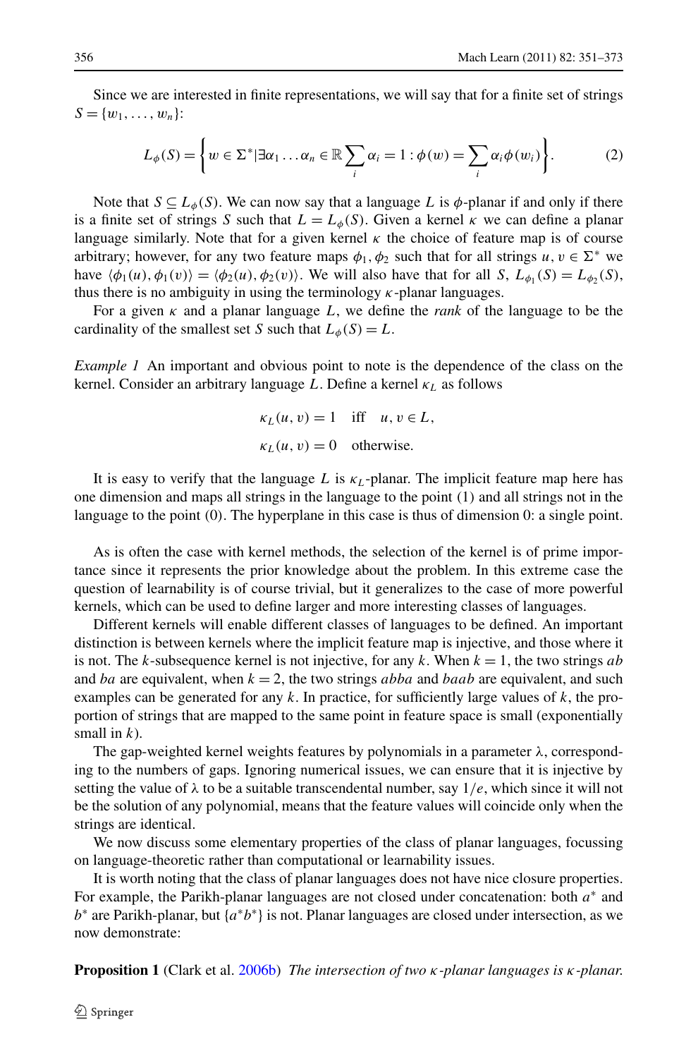Since we are interested in finite representations, we will say that for a finite set of strings $S = \{w_1, \ldots, w_n\}$:

$$L_\phi(S) = \left\{ w \in \Sigma^* | \exists \alpha_1 \ldots \alpha_n \in \mathbb{R} \sum_i \alpha_i = 1 : \phi(w) = \sum_i \alpha_i \phi(w_i) \right\}. \tag{2}$$

Note that $S \subseteq L_\phi(S)$. We can now say that a language $L$ is $\phi$-planar if and only if there is a finite set of strings $S$ such that $L = L_\phi(S)$. Given a kernel $\kappa$ we can define a planar language similarly. Note that for a given kernel $\kappa$ the choice of feature map is of course arbitrary; however, for any two feature maps $\phi_1, \phi_2$ such that for all strings $u, v \in \Sigma^*$ we have $\langle \phi_1(u), \phi_1(v) \rangle = \langle \phi_2(u), \phi_2(v) \rangle$. We will also have that for all $S$, $L_{\phi_1}(S) = L_{\phi_2}(S)$, thus there is no ambiguity in using the terminology $\kappa$-planar languages.

For a given $\kappa$ and a planar language $L$, we define the *rank* of the language to be the cardinality of the smallest set $S$ such that $L_\phi(S) = L$.

*Example 1* An important and obvious point to note is the dependence of the class on the kernel. Consider an arbitrary language $L$. Define a kernel $\kappa_L$ as follows

$$\kappa_L(u, v) = 1 \quad \text{iff} \quad u, v \in L,$$
$$\kappa_L(u, v) = 0 \quad \text{otherwise.}$$

It is easy to verify that the language $L$ is $\kappa_L$-planar. The implicit feature map here has one dimension and maps all strings in the language to the point $(1)$ and all strings not in the language to the point $(0)$. The hyperplane in this case is thus of dimension 0: a single point.

As is often the case with kernel methods, the selection of the kernel is of prime importance since it represents the prior knowledge about the problem. In this extreme case the question of learnability is of course trivial, but it generalizes to the case of more powerful kernels, which can be used to define larger and more interesting classes of languages.

Different kernels will enable different classes of languages to be defined. An important distinction is between kernels where the implicit feature map is injective, and those where it is not. The $k$-subsequence kernel is not injective, for any $k$. When $k = 1$, the two strings *ab* and *ba* are equivalent, when $k = 2$, the two strings *abba* and *baab* are equivalent, and such examples can be generated for any $k$. In practice, for sufficiently large values of $k$, the proportion of strings that are mapped to the same point in feature space is small (exponentially small in $k$).

The gap-weighted kernel weights features by polynomials in a parameter $\lambda$, corresponding to the numbers of gaps. Ignoring numerical issues, we can ensure that it is injective by setting the value of $\lambda$ to be a suitable transcendental number, say $1/e$, which since it will not be the solution of any polynomial, means that the feature values will coincide only when the strings are identical.

We now discuss some elementary properties of the class of planar languages, focussing on language-theoretic rather than computational or learnability issues.

It is worth noting that the class of planar languages does not have nice closure properties. For example, the Parikh-planar languages are not closed under concatenation: both $a^*$ and $b^*$ are Parikh-planar, but $\{a^*b^*\}$ is not. Planar languages are closed under intersection, as we now demonstrate:

**Proposition 1** (Clark et al. 2006b) *The intersection of two $\kappa$-planar languages is $\kappa$-planar.*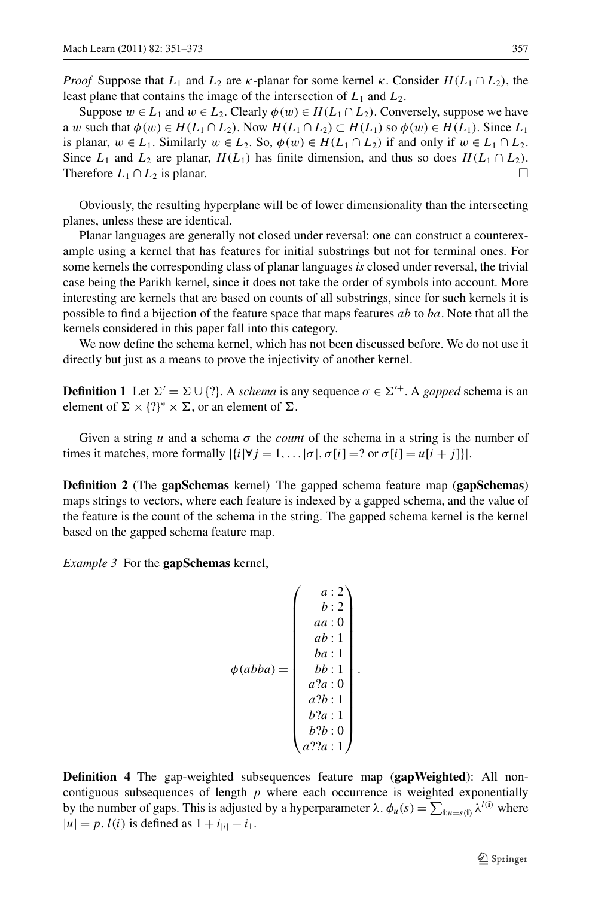*Proof* Suppose that $L_1$ and $L_2$ are $\kappa$-planar for some kernel $\kappa$. Consider $H(L_1 \cap L_2)$, the least plane that contains the image of the intersection of $L_1$ and $L_2$.

Suppose $w \in L_1$ and $w \in L_2$. Clearly $\phi(w) \in H(L_1 \cap L_2)$. Conversely, suppose we have a $w$ such that $\phi(w) \in H(L_1 \cap L_2)$. Now $H(L_1 \cap L_2) \subset H(L_1)$ so $\phi(w) \in H(L_1)$. Since $L_1$ is planar, $w \in L_1$. Similarly $w \in L_2$. So, $\phi(w) \in H(L_1 \cap L_2)$ if and only if $w \in L_1 \cap L_2$. Since $L_1$ and $L_2$ are planar, $H(L_1)$ has finite dimension, and thus so does $H(L_1 \cap L_2)$. Therefore $L_1 \cap L_2$ is planar. □

Obviously, the resulting hyperplane will be of lower dimensionality than the intersecting planes, unless these are identical.

Planar languages are generally not closed under reversal: one can construct a counterexample using a kernel that has features for initial substrings but not for terminal ones. For some kernels the corresponding class of planar languages *is* closed under reversal, the trivial case being the Parikh kernel, since it does not take the order of symbols into account. More interesting are kernels that are based on counts of all substrings, since for such kernels it is possible to find a bijection of the feature space that maps features $ab$ to $ba$. Note that all the kernels considered in this paper fall into this category.

We now define the schema kernel, which has not been discussed before. We do not use it directly but just as a means to prove the injectivity of another kernel.

**Definition 1** Let $\Sigma' = \Sigma \cup \{?\}$. A *schema* is any sequence $\sigma \in \Sigma'^{+}$. A *gapped* schema is an element of $\Sigma \times \{?\}^* \times \Sigma$, or an element of $\Sigma$.

Given a string $u$ and a schema $\sigma$ the *count* of the schema in a string is the number of times it matches, more formally $|\{i | \forall j = 1, \dots |\sigma|, \sigma[i] = ? \text{ or } \sigma[i] = u[i + j]\}|$.

**Definition 2** (The **gapSchemas** kernel) The gapped schema feature map (**gapSchemas**) maps strings to vectors, where each feature is indexed by a gapped schema, and the value of the feature is the count of the schema in the string. The gapped schema kernel is the kernel based on the gapped schema feature map.

*Example 3* For the **gapSchemas** kernel,

$$\phi(abba) = \begin{pmatrix} a:2 \\ b:2 \\ aa:0 \\ ab:1 \\ ba:1 \\ bb:1 \\ a?a:0 \\ a?b:1 \\ b?a:1 \\ b?b:0 \\ a??a:1 \end{pmatrix}.$$

**Definition 4** The gap-weighted subsequences feature map (**gapWeighted**): All non-contiguous subsequences of length $p$ where each occurrence is weighted exponentially by the number of gaps. This is adjusted by a hyperparameter $\lambda$. $\phi_u(s) = \sum_{\mathbf{i}:u=s(\mathbf{i})} \lambda^{l(\mathbf{i})}$ where $|u| = p$. $l(i)$ is defined as $1 + i_{|i|} - i_1$.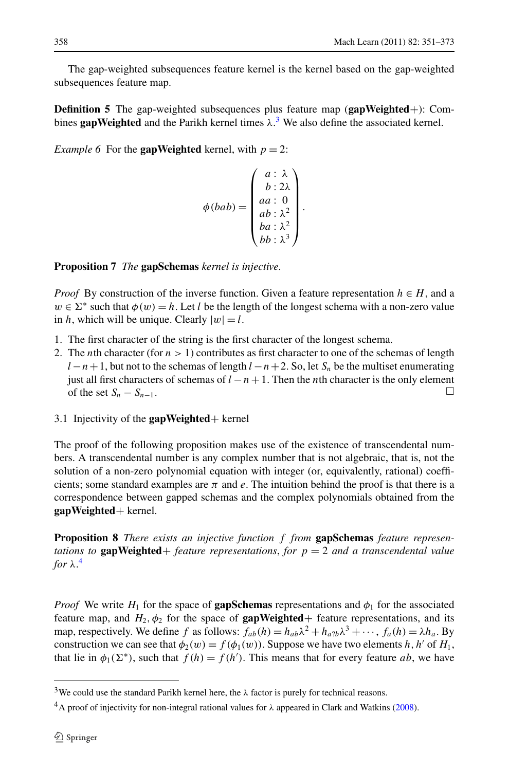The gap-weighted subsequences feature kernel is the kernel based on the gap-weighted subsequences feature map.

**Definition 5** The gap-weighted subsequences plus feature map (**gapWeighted+**): Combines **gapWeighted** and the Parikh kernel times $\lambda$.[3] We also define the associated kernel.

*Example 6* For the **gapWeighted** kernel, with $p = 2$:

$$\phi(bab) = \begin{pmatrix} a : \lambda \\ b : 2\lambda \\ aa : 0 \\ ab : \lambda^2 \\ ba : \lambda^2 \\ bb : \lambda^3 \end{pmatrix}.$$

**Proposition 7** *The* **gapSchemas** *kernel is injective.*

*Proof* By construction of the inverse function. Given a feature representation $h \in H$, and a $w \in \Sigma^*$ such that $\phi(w) = h$. Let $l$ be the length of the longest schema with a non-zero value in $h$, which will be unique. Clearly $|w| = l$.

1. The first character of the string is the first character of the longest schema.
2. The $n$th character (for $n > 1$) contributes as first character to one of the schemas of length $l - n + 1$, but not to the schemas of length $l - n + 2$. So, let $S_n$ be the multiset enumerating just all first characters of schemas of $l - n + 1$. Then the $n$th character is the only element of the set $S_n - S_{n-1}$. □

### 3.1 Injectivity of the gapWeighted+ kernel

The proof of the following proposition makes use of the existence of transcendental numbers. A transcendental number is any complex number that is not algebraic, that is, not the solution of a non-zero polynomial equation with integer (or, equivalently, rational) coefficients; some standard examples are $\pi$ and $e$. The intuition behind the proof is that there is a correspondence between gapped schemas and the complex polynomials obtained from the **gapWeighted+** kernel.

**Proposition 8** *There exists an injective function $f$ from* **gapSchemas** *feature representations to* **gapWeighted+** *feature representations, for $p = 2$ and a transcendental value for $\lambda$.*[4]

*Proof* We write $H_1$ for the space of **gapSchemas** representations and $\phi_1$ for the associated feature map, and $H_2, \phi_2$ for the space of **gapWeighted+** feature representations, and its map, respectively. We define $f$ as follows: $f_{ab}(h) = h_{ab}\lambda^2 + h_{a?b}\lambda^3 + \cdots$, $f_a(h) = \lambda h_a$. By construction we can see that $\phi_2(w) = f(\phi_1(w))$. Suppose we have two elements $h, h'$ of $H_1$, that lie in $\phi_1(\Sigma^*)$, such that $f(h) = f(h')$. This means that for every feature $ab$, we have

---

[3] We could use the standard Parikh kernel here, the $\lambda$ factor is purely for technical reasons.

[4] A proof of injectivity for non-integral rational values for $\lambda$ appeared in Clark and Watkins (2008).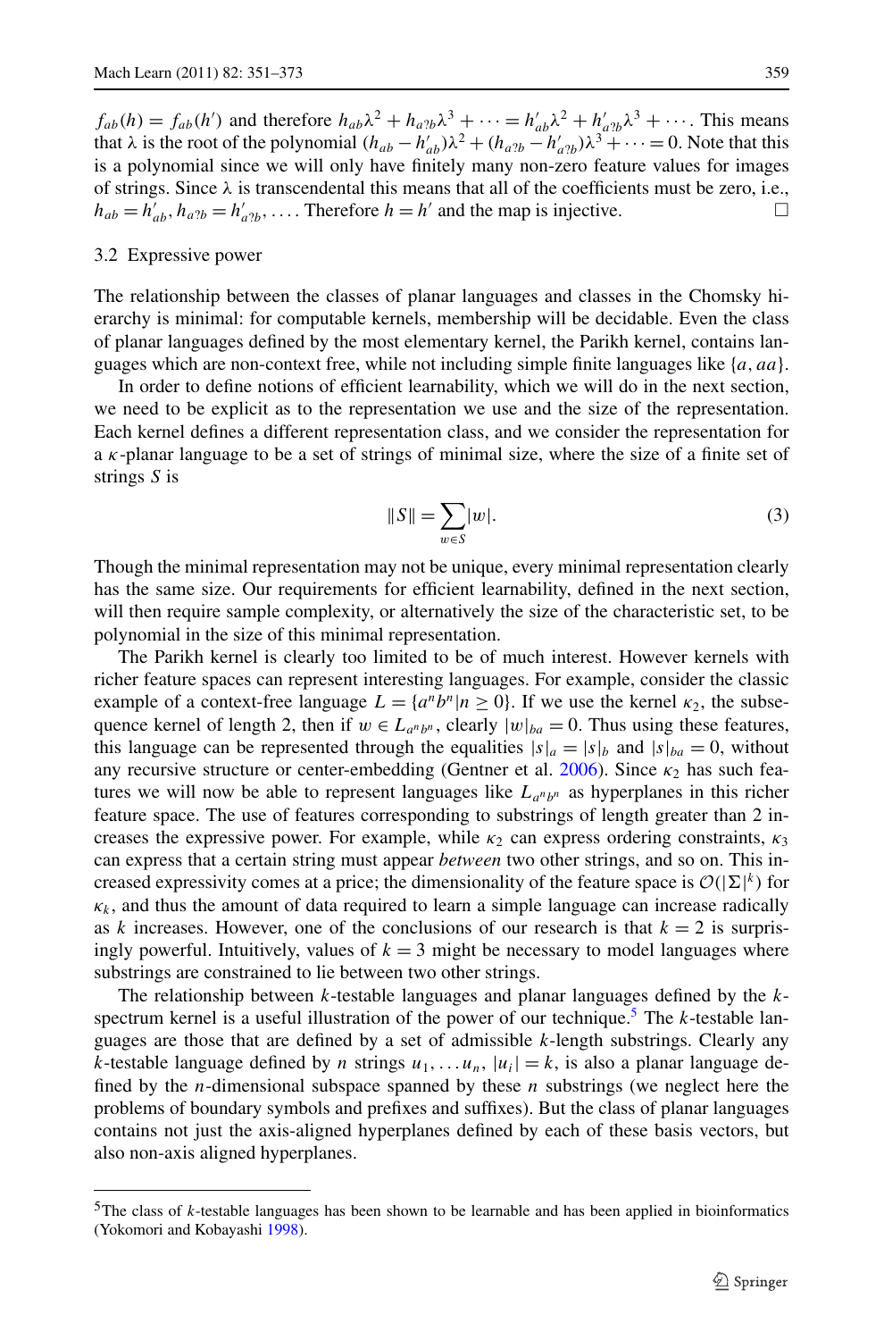$f_{ab}(h) = f_{ab}(h')$ and therefore $h_{ab}\lambda^2 + h_{a?b}\lambda^3 + \cdots = h'_{ab}\lambda^2 + h'_{a?b}\lambda^3 + \cdots$. This means that λ is the root of the polynomial $(h_{ab} - h'_{ab})\lambda^2 + (h_{a?b} - h'_{a?b})\lambda^3 + \cdots = 0$. Note that this is a polynomial since we will only have finitely many non-zero feature values for images of strings. Since λ is transcendental this means that all of the coefficients must be zero, i.e., $h_{ab} = h'_{ab}, h_{a?b} = h'_{a?b}, \ldots$. Therefore $h = h'$ and the map is injective. □

### 3.2 Expressive power

The relationship between the classes of planar languages and classes in the Chomsky hierarchy is minimal: for computable kernels, membership will be decidable. Even the class of planar languages defined by the most elementary kernel, the Parikh kernel, contains languages which are non-context free, while not including simple finite languages like $\{a, aa\}$.

In order to define notions of efficient learnability, which we will do in the next section, we need to be explicit as to the representation we use and the size of the representation. Each kernel defines a different representation class, and we consider the representation for a $\kappa$-planar language to be a set of strings of minimal size, where the size of a finite set of strings $S$ is

$$\|S\| = \sum_{w \in S} |w|. \tag{3}$$

Though the minimal representation may not be unique, every minimal representation clearly has the same size. Our requirements for efficient learnability, defined in the next section, will then require sample complexity, or alternatively the size of the characteristic set, to be polynomial in the size of this minimal representation.

The Parikh kernel is clearly too limited to be of much interest. However kernels with richer feature spaces can represent interesting languages. For example, consider the classic example of a context-free language $L = \{a^n b^n | n \geq 0\}$. If we use the kernel $\kappa_2$, the subsequence kernel of length 2, then if $w \in L_{a^n b^n}$, clearly $|w|_{ba} = 0$. Thus using these features, this language can be represented through the equalities $|s|_a = |s|_b$ and $|s|_{ba} = 0$, without any recursive structure or center-embedding (Gentner et al. 2006). Since $\kappa_2$ has such features we will now be able to represent languages like $L_{a^n b^n}$ as hyperplanes in this richer feature space. The use of features corresponding to substrings of length greater than 2 increases the expressive power. For example, while $\kappa_2$ can express ordering constraints, $\kappa_3$ can express that a certain string must appear *between* two other strings, and so on. This increased expressivity comes at a price; the dimensionality of the feature space is $\mathcal{O}(|\Sigma|^k)$ for $\kappa_k$, and thus the amount of data required to learn a simple language can increase radically as $k$ increases. However, one of the conclusions of our research is that $k = 2$ is surprisingly powerful. Intuitively, values of $k = 3$ might be necessary to model languages where substrings are constrained to lie between two other strings.

The relationship between $k$-testable languages and planar languages defined by the $k$-spectrum kernel is a useful illustration of the power of our technique.[5] The $k$-testable languages are those that are defined by a set of admissible $k$-length substrings. Clearly any $k$-testable language defined by $n$ strings $u_1, \ldots u_n$, $|u_i| = k$, is also a planar language defined by the $n$-dimensional subspace spanned by these $n$ substrings (we neglect here the problems of boundary symbols and prefixes and suffixes). But the class of planar languages contains not just the axis-aligned hyperplanes defined by each of these basis vectors, but also non-axis aligned hyperplanes.

---

[5] The class of $k$-testable languages has been shown to be learnable and has been applied in bioinformatics (Yokomori and Kobayashi 1998).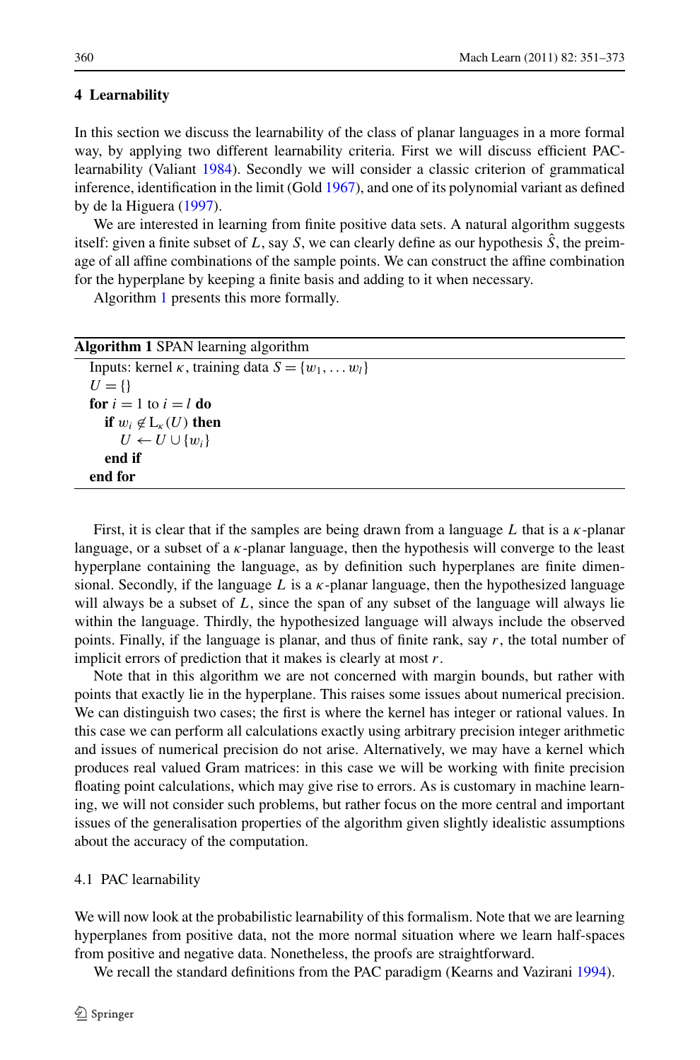## 4 Learnability

In this section we discuss the learnability of the class of planar languages in a more formal way, by applying two different learnability criteria. First we will discuss efficient PAC-learnability (Valiant 1984). Secondly we will consider a classic criterion of grammatical inference, identification in the limit (Gold 1967), and one of its polynomial variant as defined by de la Higuera (1997).

We are interested in learning from finite positive data sets. A natural algorithm suggests itself: given a finite subset of $L$, say $S$, we can clearly define as our hypothesis $\hat{S}$, the preimage of all affine combinations of the sample points. We can construct the affine combination for the hyperplane by keeping a finite basis and adding to it when necessary.

Algorithm 1 presents this more formally.

**Algorithm 1** SPAN learning algorithm

Inputs: kernel $\kappa$, training data $S = \{w_1, \dots w_l\}$
$U = \{\}$
**for** $i = 1$ to $i = l$ **do**
  **if** $w_i \notin \mathrm{L}_\kappa(U)$ **then**
    $U \leftarrow U \cup \{w_i\}$
  **end if**
**end for**

First, it is clear that if the samples are being drawn from a language $L$ that is a $\kappa$-planar language, or a subset of a $\kappa$-planar language, then the hypothesis will converge to the least hyperplane containing the language, as by definition such hyperplanes are finite dimensional. Secondly, if the language $L$ is a $\kappa$-planar language, then the hypothesized language will always be a subset of $L$, since the span of any subset of the language will always lie within the language. Thirdly, the hypothesized language will always include the observed points. Finally, if the language is planar, and thus of finite rank, say $r$, the total number of implicit errors of prediction that it makes is clearly at most $r$.

Note that in this algorithm we are not concerned with margin bounds, but rather with points that exactly lie in the hyperplane. This raises some issues about numerical precision. We can distinguish two cases; the first is where the kernel has integer or rational values. In this case we can perform all calculations exactly using arbitrary precision integer arithmetic and issues of numerical precision do not arise. Alternatively, we may have a kernel which produces real valued Gram matrices: in this case we will be working with finite precision floating point calculations, which may give rise to errors. As is customary in machine learning, we will not consider such problems, but rather focus on the more central and important issues of the generalisation properties of the algorithm given slightly idealistic assumptions about the accuracy of the computation.

### 4.1 PAC learnability

We will now look at the probabilistic learnability of this formalism. Note that we are learning hyperplanes from positive data, not the more normal situation where we learn half-spaces from positive and negative data. Nonetheless, the proofs are straightforward.

We recall the standard definitions from the PAC paradigm (Kearns and Vazirani 1994).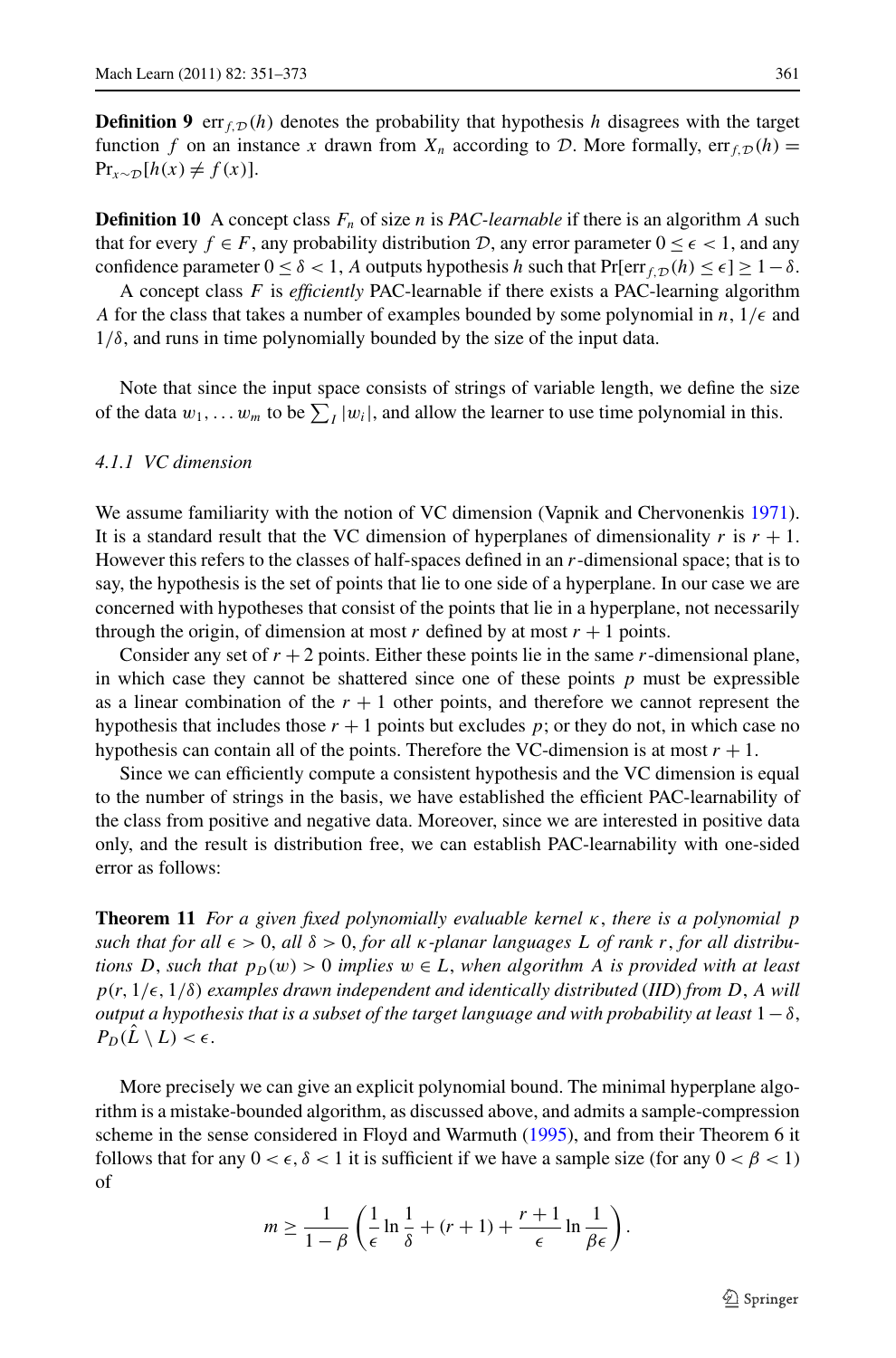**Definition 9** $\mathrm{err}_{f,\mathcal{D}}(h)$ denotes the probability that hypothesis $h$ disagrees with the target function $f$ on an instance $x$ drawn from $X_n$ according to $\mathcal{D}$. More formally, $\mathrm{err}_{f,\mathcal{D}}(h) = \Pr_{x\sim\mathcal{D}}[h(x) \neq f(x)]$.

**Definition 10** A concept class $F_n$ of size $n$ is *PAC-learnable* if there is an algorithm $A$ such that for every $f \in F$, any probability distribution $\mathcal{D}$, any error parameter $0 \leq \epsilon < 1$, and any confidence parameter $0 \leq \delta < 1$, $A$ outputs hypothesis $h$ such that $\Pr[\mathrm{err}_{f,\mathcal{D}}(h) \leq \epsilon] \geq 1-\delta$.

A concept class $F$ is *efficiently* PAC-learnable if there exists a PAC-learning algorithm $A$ for the class that takes a number of examples bounded by some polynomial in $n$, $1/\epsilon$ and $1/\delta$, and runs in time polynomially bounded by the size of the input data.

Note that since the input space consists of strings of variable length, we define the size of the data $w_1, \ldots w_m$ to be $\sum_I |w_i|$, and allow the learner to use time polynomial in this.

#### 4.1.1 VC dimension

We assume familiarity with the notion of VC dimension (Vapnik and Chervonenkis 1971). It is a standard result that the VC dimension of hyperplanes of dimensionality $r$ is $r+1$. However this refers to the classes of half-spaces defined in an $r$-dimensional space; that is to say, the hypothesis is the set of points that lie to one side of a hyperplane. In our case we are concerned with hypotheses that consist of the points that lie in a hyperplane, not necessarily through the origin, of dimension at most $r$ defined by at most $r+1$ points.

Consider any set of $r+2$ points. Either these points lie in the same $r$-dimensional plane, in which case they cannot be shattered since one of these points $p$ must be expressible as a linear combination of the $r+1$ other points, and therefore we cannot represent the hypothesis that includes those $r+1$ points but excludes $p$; or they do not, in which case no hypothesis can contain all of the points. Therefore the VC-dimension is at most $r+1$.

Since we can efficiently compute a consistent hypothesis and the VC dimension is equal to the number of strings in the basis, we have established the efficient PAC-learnability of the class from positive and negative data. Moreover, since we are interested in positive data only, and the result is distribution free, we can establish PAC-learnability with one-sided error as follows:

**Theorem 11** *For a given fixed polynomially evaluable kernel $\kappa$, there is a polynomial $p$ such that for all $\epsilon > 0$, all $\delta > 0$, for all $\kappa$-planar languages $L$ of rank $r$, for all distributions $D$, such that $p_D(w) > 0$ implies $w \in L$, when algorithm $A$ is provided with at least $p(r, 1/\epsilon, 1/\delta)$ examples drawn independent and identically distributed (IID) from $D$, $A$ will output a hypothesis that is a subset of the target language and with probability at least $1-\delta$, $P_D(\hat{L} \setminus L) < \epsilon$.*

More precisely we can give an explicit polynomial bound. The minimal hyperplane algorithm is a mistake-bounded algorithm, as discussed above, and admits a sample-compression scheme in the sense considered in Floyd and Warmuth (1995), and from their Theorem 6 it follows that for any $0 < \epsilon, \delta < 1$ it is sufficient if we have a sample size (for any $0 < \beta < 1$) of

$$m \geq \frac{1}{1-\beta}\left(\frac{1}{\epsilon}\ln\frac{1}{\delta} + (r+1) + \frac{r+1}{\epsilon}\ln\frac{1}{\beta\epsilon}\right).$$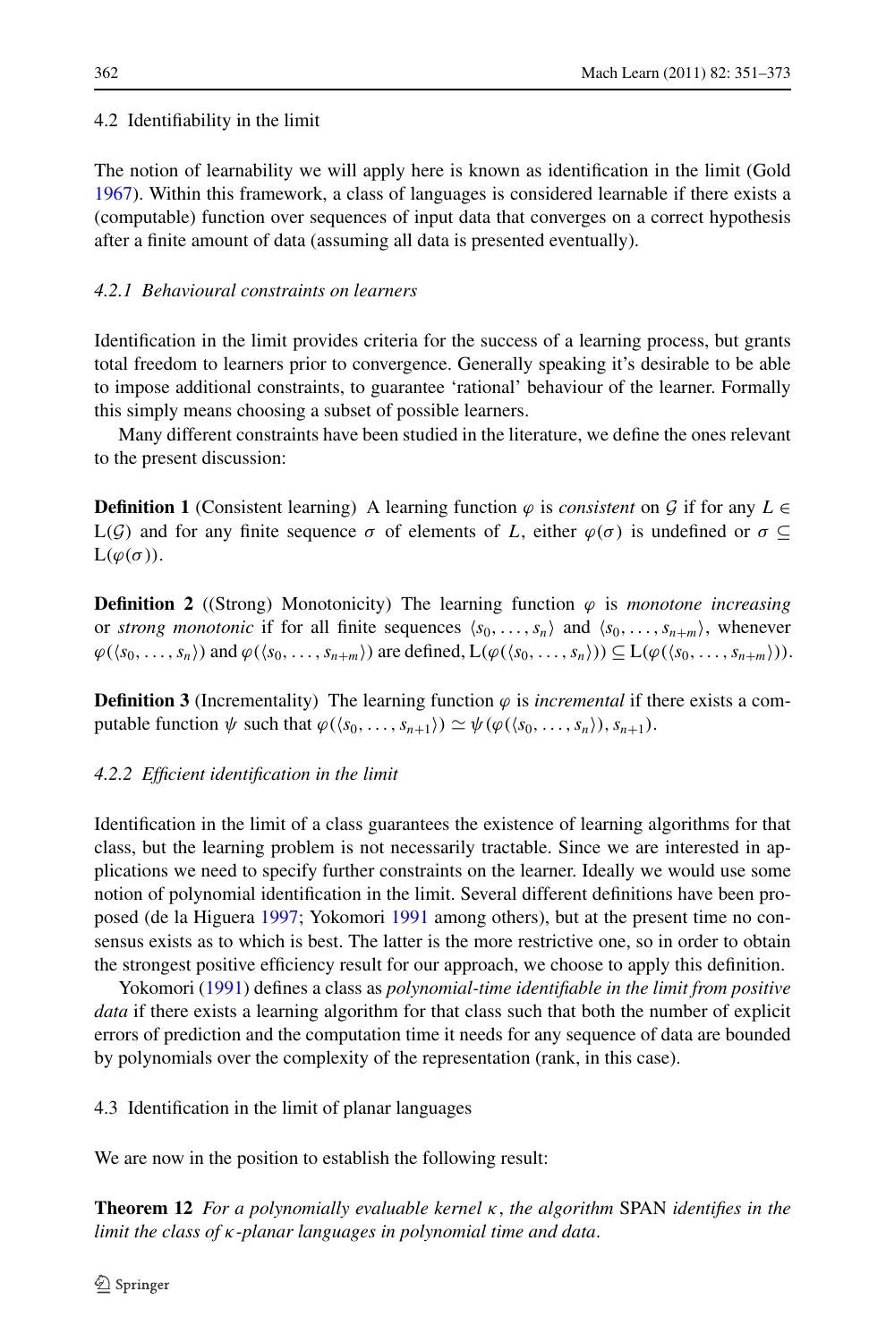### 4.2 Identifiability in the limit

The notion of learnability we will apply here is known as identification in the limit (Gold 1967). Within this framework, a class of languages is considered learnable if there exists a (computable) function over sequences of input data that converges on a correct hypothesis after a finite amount of data (assuming all data is presented eventually).

#### 4.2.1 Behavioural constraints on learners

Identification in the limit provides criteria for the success of a learning process, but grants total freedom to learners prior to convergence. Generally speaking it's desirable to be able to impose additional constraints, to guarantee 'rational' behaviour of the learner. Formally this simply means choosing a subset of possible learners.

Many different constraints have been studied in the literature, we define the ones relevant to the present discussion:

**Definition 1** (Consistent learning) A learning function $\varphi$ is *consistent* on $\mathcal{G}$ if for any $L \in \mathrm{L}(\mathcal{G})$ and for any finite sequence $\sigma$ of elements of $L$, either $\varphi(\sigma)$ is undefined or $\sigma \subseteq \mathrm{L}(\varphi(\sigma))$.

**Definition 2** ((Strong) Monotonicity) The learning function $\varphi$ is *monotone increasing* or *strong monotonic* if for all finite sequences $\langle s_0, \ldots, s_n \rangle$ and $\langle s_0, \ldots, s_{n+m} \rangle$, whenever $\varphi(\langle s_0, \ldots, s_n \rangle)$ and $\varphi(\langle s_0, \ldots, s_{n+m} \rangle)$ are defined, $\mathrm{L}(\varphi(\langle s_0, \ldots, s_n \rangle)) \subseteq \mathrm{L}(\varphi(\langle s_0, \ldots, s_{n+m} \rangle))$.

**Definition 3** (Incrementality) The learning function $\varphi$ is *incremental* if there exists a computable function $\psi$ such that $\varphi(\langle s_0, \ldots, s_{n+1} \rangle) \simeq \psi(\varphi(\langle s_0, \ldots, s_n \rangle), s_{n+1})$.

#### 4.2.2 Efficient identification in the limit

Identification in the limit of a class guarantees the existence of learning algorithms for that class, but the learning problem is not necessarily tractable. Since we are interested in applications we need to specify further constraints on the learner. Ideally we would use some notion of polynomial identification in the limit. Several different definitions have been proposed (de la Higuera 1997; Yokomori 1991 among others), but at the present time no consensus exists as to which is best. The latter is the more restrictive one, so in order to obtain the strongest positive efficiency result for our approach, we choose to apply this definition.

Yokomori (1991) defines a class as *polynomial-time identifiable in the limit from positive data* if there exists a learning algorithm for that class such that both the number of explicit errors of prediction and the computation time it needs for any sequence of data are bounded by polynomials over the complexity of the representation (rank, in this case).

### 4.3 Identification in the limit of planar languages

We are now in the position to establish the following result:

**Theorem 12** *For a polynomially evaluable kernel $\kappa$, the algorithm* SPAN *identifies in the limit the class of $\kappa$-planar languages in polynomial time and data.*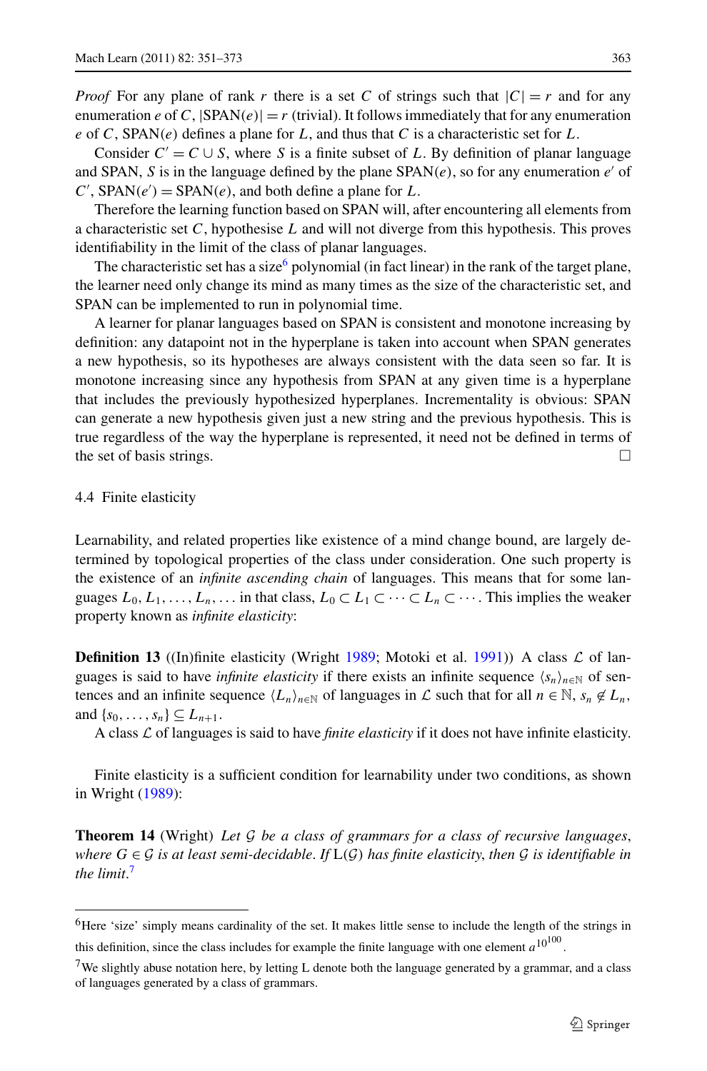*Proof* For any plane of rank $r$ there is a set $C$ of strings such that $|C| = r$ and for any enumeration $e$ of $C$, $|\text{SPAN}(e)| = r$ (trivial). It follows immediately that for any enumeration $e$ of $C$, $\text{SPAN}(e)$ defines a plane for $L$, and thus that $C$ is a characteristic set for $L$.

Consider $C' = C \cup S$, where $S$ is a finite subset of $L$. By definition of planar language and SPAN, $S$ is in the language defined by the plane $\text{SPAN}(e)$, so for any enumeration $e'$ of $C'$, $\text{SPAN}(e') = \text{SPAN}(e)$, and both define a plane for $L$.

Therefore the learning function based on SPAN will, after encountering all elements from a characteristic set $C$, hypothesise $L$ and will not diverge from this hypothesis. This proves identifiability in the limit of the class of planar languages.

The characteristic set has a size[6] polynomial (in fact linear) in the rank of the target plane, the learner need only change its mind as many times as the size of the characteristic set, and SPAN can be implemented to run in polynomial time.

A learner for planar languages based on SPAN is consistent and monotone increasing by definition: any datapoint not in the hyperplane is taken into account when SPAN generates a new hypothesis, so its hypotheses are always consistent with the data seen so far. It is monotone increasing since any hypothesis from SPAN at any given time is a hyperplane that includes the previously hypothesized hyperplanes. Incrementality is obvious: SPAN can generate a new hypothesis given just a new string and the previous hypothesis. This is true regardless of the way the hyperplane is represented, it need not be defined in terms of the set of basis strings. □

### 4.4 Finite elasticity

Learnability, and related properties like existence of a mind change bound, are largely determined by topological properties of the class under consideration. One such property is the existence of an *infinite ascending chain* of languages. This means that for some languages $L_0, L_1, \ldots, L_n, \ldots$ in that class, $L_0 \subset L_1 \subset \cdots \subset L_n \subset \cdots$. This implies the weaker property known as *infinite elasticity*:

**Definition 13** ((In)finite elasticity (Wright 1989; Motoki et al. 1991)) A class $\mathcal{L}$ of languages is said to have *infinite elasticity* if there exists an infinite sequence $\langle s_n \rangle_{n\in\mathbb{N}}$ of sentences and an infinite sequence $\langle L_n \rangle_{n\in\mathbb{N}}$ of languages in $\mathcal{L}$ such that for all $n \in \mathbb{N}$, $s_n \notin L_n$, and $\{s_0, \ldots, s_n\} \subseteq L_{n+1}$.

A class $\mathcal{L}$ of languages is said to have *finite elasticity* if it does not have infinite elasticity.

Finite elasticity is a sufficient condition for learnability under two conditions, as shown in Wright (1989):

**Theorem 14** (Wright) *Let $\mathcal{G}$ be a class of grammars for a class of recursive languages, where $G \in \mathcal{G}$ is at least semi-decidable. If $\mathrm{L}(\mathcal{G})$ has finite elasticity, then $\mathcal{G}$ is identifiable in the limit.*[7]

---

[6] Here 'size' simply means cardinality of the set. It makes little sense to include the length of the strings in this definition, since the class includes for example the finite language with one element $a^{10^{100}}$.

[7] We slightly abuse notation here, by letting L denote both the language generated by a grammar, and a class of languages generated by a class of grammars.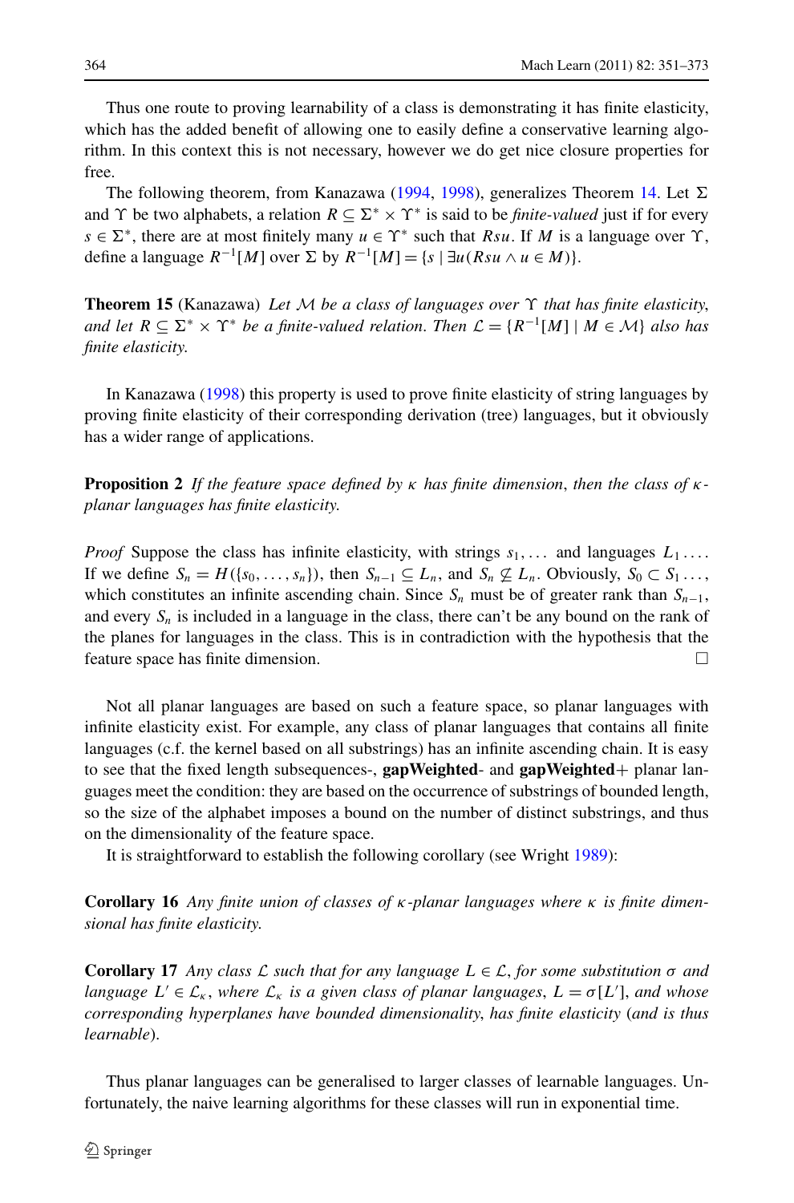Thus one route to proving learnability of a class is demonstrating it has finite elasticity, which has the added benefit of allowing one to easily define a conservative learning algorithm. In this context this is not necessary, however we do get nice closure properties for free.

The following theorem, from Kanazawa (1994, 1998), generalizes Theorem 14. Let $\Sigma$ and $\Upsilon$ be two alphabets, a relation $R \subseteq \Sigma^* \times \Upsilon^*$ is said to be *finite-valued* just if for every $s \in \Sigma^*$, there are at most finitely many $u \in \Upsilon^*$ such that $Rsu$. If $M$ is a language over $\Upsilon$, define a language $R^{-1}[M]$ over $\Sigma$ by $R^{-1}[M] = \{s \mid \exists u(Rsu \wedge u \in M)\}$.

**Theorem 15** (Kanazawa) *Let $\mathcal{M}$ be a class of languages over $\Upsilon$ that has finite elasticity, and let $R \subseteq \Sigma^* \times \Upsilon^*$ be a finite-valued relation. Then $\mathcal{L} = \{R^{-1}[M] \mid M \in \mathcal{M}\}$ also has finite elasticity.*

In Kanazawa (1998) this property is used to prove finite elasticity of string languages by proving finite elasticity of their corresponding derivation (tree) languages, but it obviously has a wider range of applications.

**Proposition 2** *If the feature space defined by $\kappa$ has finite dimension, then the class of $\kappa$-planar languages has finite elasticity.*

*Proof* Suppose the class has infinite elasticity, with strings $s_1, \ldots$ and languages $L_1 \ldots$. If we define $S_n = H(\{s_0, \ldots, s_n\})$, then $S_{n-1} \subseteq L_n$, and $S_n \not\subseteq L_n$. Obviously, $S_0 \subset S_1 \ldots$, which constitutes an infinite ascending chain. Since $S_n$ must be of greater rank than $S_{n-1}$, and every $S_n$ is included in a language in the class, there can't be any bound on the rank of the planes for languages in the class. This is in contradiction with the hypothesis that the feature space has finite dimension. □

Not all planar languages are based on such a feature space, so planar languages with infinite elasticity exist. For example, any class of planar languages that contains all finite languages (c.f. the kernel based on all substrings) has an infinite ascending chain. It is easy to see that the fixed length subsequences-, **gapWeighted**- and **gapWeighted**+ planar languages meet the condition: they are based on the occurrence of substrings of bounded length, so the size of the alphabet imposes a bound on the number of distinct substrings, and thus on the dimensionality of the feature space.

It is straightforward to establish the following corollary (see Wright 1989):

**Corollary 16** *Any finite union of classes of $\kappa$-planar languages where $\kappa$ is finite dimensional has finite elasticity.*

**Corollary 17** *Any class $\mathcal{L}$ such that for any language $L \in \mathcal{L}$, for some substitution $\sigma$ and language $L' \in \mathcal{L}_\kappa$, where $\mathcal{L}_\kappa$ is a given class of planar languages, $L = \sigma[L']$, and whose corresponding hyperplanes have bounded dimensionality, has finite elasticity (and is thus learnable).*

Thus planar languages can be generalised to larger classes of learnable languages. Unfortunately, the naive learning algorithms for these classes will run in exponential time.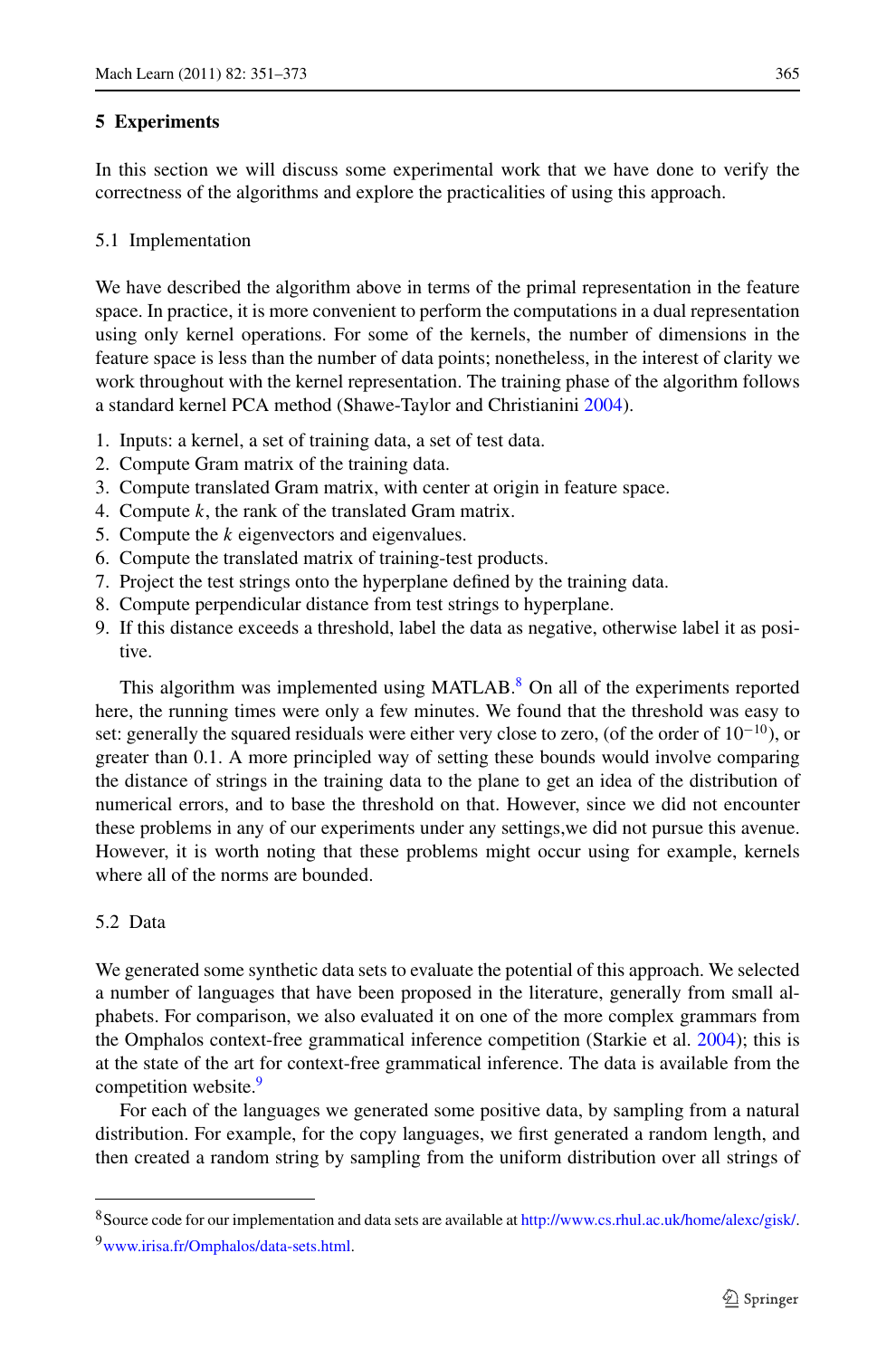## 5 Experiments

In this section we will discuss some experimental work that we have done to verify the correctness of the algorithms and explore the practicalities of using this approach.

### 5.1 Implementation

We have described the algorithm above in terms of the primal representation in the feature space. In practice, it is more convenient to perform the computations in a dual representation using only kernel operations. For some of the kernels, the number of dimensions in the feature space is less than the number of data points; nonetheless, in the interest of clarity we work throughout with the kernel representation. The training phase of the algorithm follows a standard kernel PCA method (Shawe-Taylor and Christianini 2004).

1. Inputs: a kernel, a set of training data, a set of test data.
2. Compute Gram matrix of the training data.
3. Compute translated Gram matrix, with center at origin in feature space.
4. Compute $k$, the rank of the translated Gram matrix.
5. Compute the $k$ eigenvectors and eigenvalues.
6. Compute the translated matrix of training-test products.
7. Project the test strings onto the hyperplane defined by the training data.
8. Compute perpendicular distance from test strings to hyperplane.
9. If this distance exceeds a threshold, label the data as negative, otherwise label it as positive.

This algorithm was implemented using MATLAB.[8] On all of the experiments reported here, the running times were only a few minutes. We found that the threshold was easy to set: generally the squared residuals were either very close to zero, (of the order of $10^{-10}$), or greater than 0.1. A more principled way of setting these bounds would involve comparing the distance of strings in the training data to the plane to get an idea of the distribution of numerical errors, and to base the threshold on that. However, since we did not encounter these problems in any of our experiments under any settings,we did not pursue this avenue. However, it is worth noting that these problems might occur using for example, kernels where all of the norms are bounded.

### 5.2 Data

We generated some synthetic data sets to evaluate the potential of this approach. We selected a number of languages that have been proposed in the literature, generally from small alphabets. For comparison, we also evaluated it on one of the more complex grammars from the Omphalos context-free grammatical inference competition (Starkie et al. 2004); this is at the state of the art for context-free grammatical inference. The data is available from the competition website.[9]

For each of the languages we generated some positive data, by sampling from a natural distribution. For example, for the copy languages, we first generated a random length, and then created a random string by sampling from the uniform distribution over all strings of

---

[8] Source code for our implementation and data sets are available at http://www.cs.rhul.ac.uk/home/alexc/gisk/.

[9] www.irisa.fr/Omphalos/data-sets.html.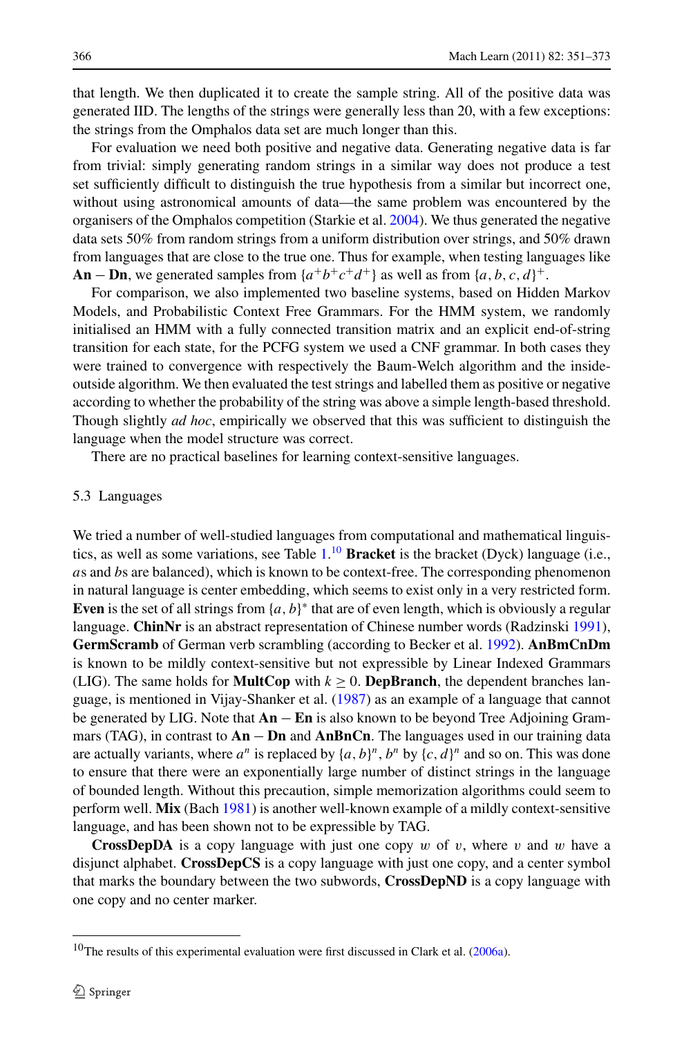that length. We then duplicated it to create the sample string. All of the positive data was generated IID. The lengths of the strings were generally less than 20, with a few exceptions: the strings from the Omphalos data set are much longer than this.

For evaluation we need both positive and negative data. Generating negative data is far from trivial: simply generating random strings in a similar way does not produce a test set sufficiently difficult to distinguish the true hypothesis from a similar but incorrect one, without using astronomical amounts of data—the same problem was encountered by the organisers of the Omphalos competition (Starkie et al. 2004). We thus generated the negative data sets 50% from random strings from a uniform distribution over strings, and 50% drawn from languages that are close to the true one. Thus for example, when testing languages like **An − Dn**, we generated samples from $\{a^+b^+c^+d^+\}$ as well as from $\{a, b, c, d\}^+$.

For comparison, we also implemented two baseline systems, based on Hidden Markov Models, and Probabilistic Context Free Grammars. For the HMM system, we randomly initialised an HMM with a fully connected transition matrix and an explicit end-of-string transition for each state, for the PCFG system we used a CNF grammar. In both cases they were trained to convergence with respectively the Baum-Welch algorithm and the inside-outside algorithm. We then evaluated the test strings and labelled them as positive or negative according to whether the probability of the string was above a simple length-based threshold. Though slightly *ad hoc*, empirically we observed that this was sufficient to distinguish the language when the model structure was correct.

There are no practical baselines for learning context-sensitive languages.

### 5.3 Languages

We tried a number of well-studied languages from computational and mathematical linguistics, as well as some variations, see Table 1.[10] **Bracket** is the bracket (Dyck) language (i.e., $a$s and $b$s are balanced), which is known to be context-free. The corresponding phenomenon in natural language is center embedding, which seems to exist only in a very restricted form. **Even** is the set of all strings from $\{a, b\}^*$ that are of even length, which is obviously a regular language. **ChinNr** is an abstract representation of Chinese number words (Radzinski 1991), **GermScramb** of German verb scrambling (according to Becker et al. 1992). **AnBmCnDm** is known to be mildly context-sensitive but not expressible by Linear Indexed Grammars (LIG). The same holds for **MultCop** with $k \geq 0$. **DepBranch**, the dependent branches language, is mentioned in Vijay-Shanker et al. (1987) as an example of a language that cannot be generated by LIG. Note that **An − En** is also known to be beyond Tree Adjoining Grammars (TAG), in contrast to **An − Dn** and **AnBnCn**. The languages used in our training data are actually variants, where $a^n$ is replaced by $\{a, b\}^n$, $b^n$ by $\{c, d\}^n$ and so on. This was done to ensure that there were an exponentially large number of distinct strings in the language of bounded length. Without this precaution, simple memorization algorithms could seem to perform well. **Mix** (Bach 1981) is another well-known example of a mildly context-sensitive language, and has been shown not to be expressible by TAG.

**CrossDepDA** is a copy language with just one copy $w$ of $v$, where $v$ and $w$ have a disjunct alphabet. **CrossDepCS** is a copy language with just one copy, and a center symbol that marks the boundary between the two subwords, **CrossDepND** is a copy language with one copy and no center marker.

[10] The results of this experimental evaluation were first discussed in Clark et al. (2006a).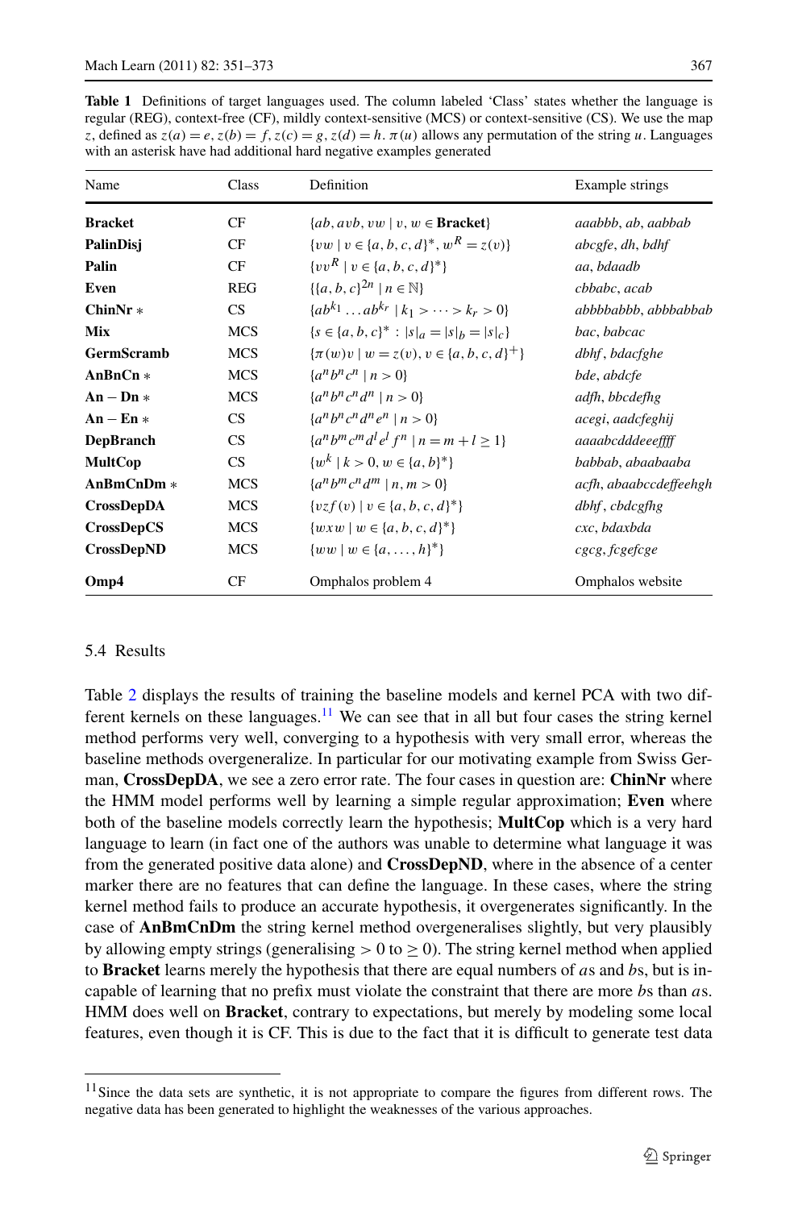**Table 1** Definitions of target languages used. The column labeled 'Class' states whether the language is regular (REG), context-free (CF), mildly context-sensitive (MCS) or context-sensitive (CS). We use the map $z$, defined as $z(a) = e, z(b) = f, z(c) = g, z(d) = h$. $\pi(u)$ allows any permutation of the string $u$. Languages with an asterisk have had additional hard negative examples generated

| Name | Class | Definition | Example strings |
|---|---|---|---|
| **Bracket** | CF | $\{ab, avb, vw \mid v, w \in \textbf{Bracket}\}$ | *aaabbb*, *ab*, *aabbab* |
| **PalinDisj** | CF | $\{vw \mid v \in \{a,b,c,d\}^*, w^R = z(v)\}$ | *abcgfe*, *dh*, *bdhf* |
| **Palin** | CF | $\{vv^R \mid v \in \{a,b,c,d\}^*\}$ | *aa*, *bdaadb* |
| **Even** | REG | $\{\{a,b,c\}^{2n} \mid n \in \mathbb{N}\}$ | *cbbabc*, *acab* |
| **ChinNr** * | CS | $\{ab^{k_1} \dots ab^{k_r} \mid k_1 > \dots > k_r > 0\}$ | *abbbbabbb*, *abbbabbab* |
| **Mix** | MCS | $\{s \in \{a,b,c\}^* : \lvert s\rvert_a = \lvert s\rvert_b = \lvert s\rvert_c\}$ | *bac*, *babcac* |
| **GermScramb** | MCS | $\{\pi(w)v \mid w = z(v), v \in \{a,b,c,d\}^+\}$ | *dbhf*, *bdacfghe* |
| **AnBnCn** * | MCS | $\{a^n b^n c^n \mid n > 0\}$ | *bde*, *abdcfe* |
| **An − Dn** * | MCS | $\{a^n b^n c^n d^n \mid n > 0\}$ | *adfh*, *bbcdefhg* |
| **An − En** * | CS | $\{a^n b^n c^n d^n e^n \mid n > 0\}$ | *acegi*, *aadcfeghij* |
| **DepBranch** | CS | $\{a^n b^m c^m d^l e^l f^n \mid n = m + l \geq 1\}$ | *aaaabcdddeeeffff* |
| **MultCop** | CS | $\{w^k \mid k > 0, w \in \{a,b\}^*\}$ | *babbab*, *abaabaaba* |
| **AnBmCnDm** * | MCS | $\{a^n b^m c^n d^m \mid n, m > 0\}$ | *acfh*, *abaabccdeffeehgh* |
| **CrossDepDA** | MCS | $\{vzf(v) \mid v \in \{a,b,c,d\}^*\}$ | *dbhf*, *cbdcgfhg* |
| **CrossDepCS** | MCS | $\{wxw \mid w \in \{a,b,c,d\}^*\}$ | *cxc*, *bdaxbda* |
| **CrossDepND** | MCS | $\{ww \mid w \in \{a,\dots,h\}^*\}$ | *cgcg*, *fcgefcge* |
| **Omp4** | CF | Omphalos problem 4 | Omphalos website |

### 5.4 Results

Table 2 displays the results of training the baseline models and kernel PCA with two different kernels on these languages.[11] We can see that in all but four cases the string kernel method performs very well, converging to a hypothesis with very small error, whereas the baseline methods overgeneralize. In particular for our motivating example from Swiss German, **CrossDepDA**, we see a zero error rate. The four cases in question are: **ChinNr** where the HMM model performs well by learning a simple regular approximation; **Even** where both of the baseline models correctly learn the hypothesis; **MultCop** which is a very hard language to learn (in fact one of the authors was unable to determine what language it was from the generated positive data alone) and **CrossDepND**, where in the absence of a center marker there are no features that can define the language. In these cases, where the string kernel method fails to produce an accurate hypothesis, it overgenerates significantly. In the case of **AnBmCnDm** the string kernel method overgeneralises slightly, but very plausibly by allowing empty strings (generalising $> 0$ to $\geq 0$). The string kernel method when applied to **Bracket** learns merely the hypothesis that there are equal numbers of *a*s and *b*s, but is incapable of learning that no prefix must violate the constraint that there are more *b*s than *a*s. HMM does well on **Bracket**, contrary to expectations, but merely by modeling some local features, even though it is CF. This is due to the fact that it is difficult to generate test data

[11] Since the data sets are synthetic, it is not appropriate to compare the figures from different rows. The negative data has been generated to highlight the weaknesses of the various approaches.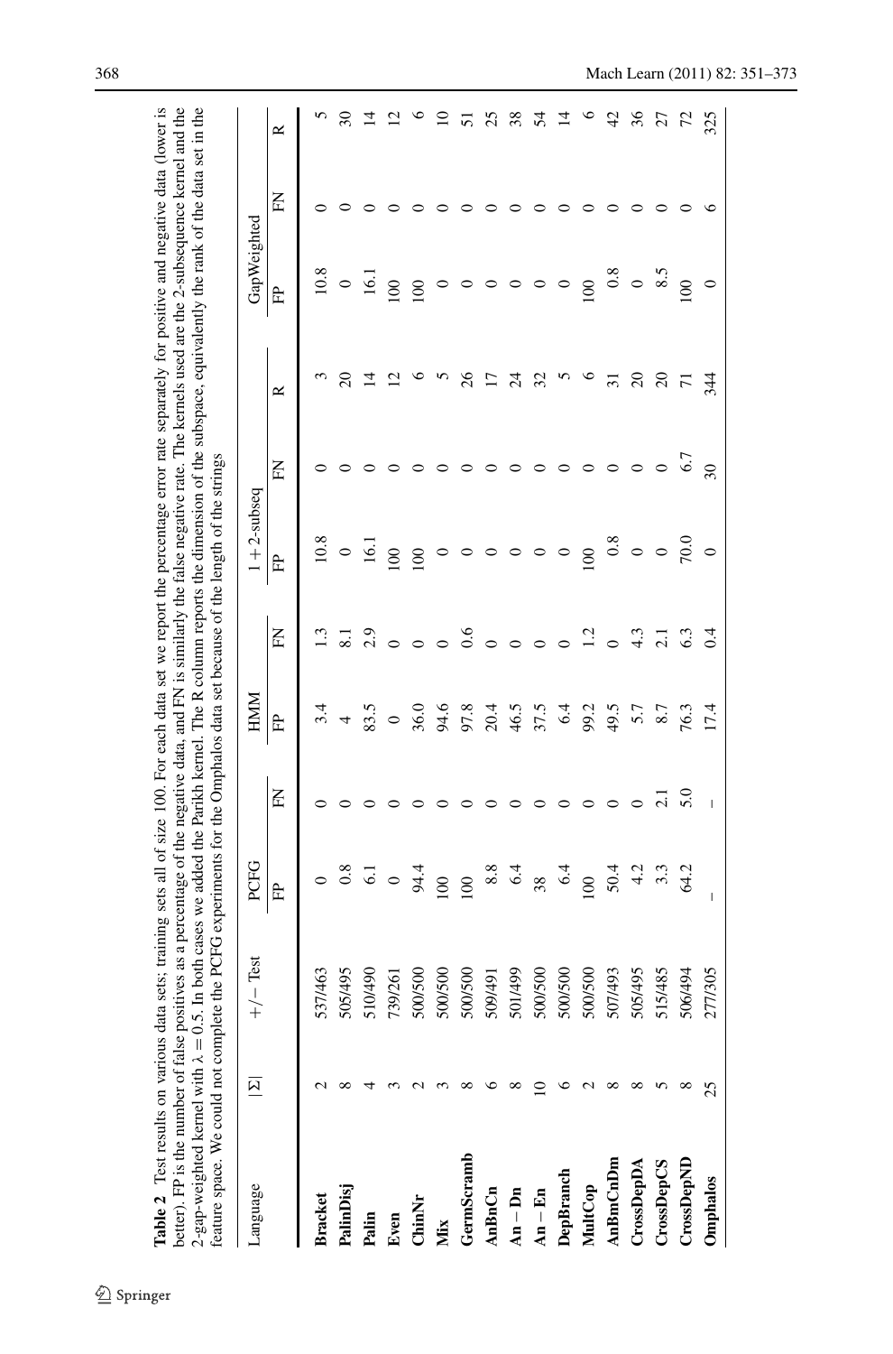**Table 2** Test results on various data sets; training sets all of size 100. For each data set we report the percentage error rate separately for positive and negative data (lower is better). FP is the number of false positives as a percentage of the negative data, and FN is similarly the false negative rate. The kernels used are the 2-subsequence kernel and the 2-gap-weighted kernel with $\lambda = 0.5$. In both cases we added the Parikh kernel. The R column reports the dimension of the subspace, equivalently the rank of the data set in the feature space. We could not complete the PCFG experiments for the Omphalos data set because of the length of the strings

| Language | $\|\Sigma\|$ | +/− Test | PCFG | | HMM | | 1 + 2-subseq | | | GapWeighted | | |
|---|---|---|---|---|---|---|---|---|---|---|---|---|
| | | | FP | FN | FP | FN | FP | FN | R | FP | FN | R |
| **Bracket** | 2 | 537/463 | 0 | 0 | 3.4 | 1.3 | 10.8 | 0 | 3 | 10.8 | 0 | 5 |
| **PalinDisj** | 8 | 505/495 | 0.8 | 0 | 4 | 8.1 | 0 | 0 | 20 | 0 | 0 | 30 |
| **Palin** | 4 | 510/490 | 6.1 | 0 | 83.5 | 2.9 | 16.1 | 0 | 14 | 16.1 | 0 | 14 |
| **Even** | 3 | 739/261 | 0 | 0 | 0 | 0 | 100 | 0 | 12 | 100 | 0 | 12 |
| **ChinNr** | 2 | 500/500 | 94.4 | 0 | 36.0 | 0 | 100 | 0 | 6 | 100 | 0 | 6 |
| **Mix** | 3 | 500/500 | 100 | 0 | 94.6 | 0 | 0 | 0 | 5 | 0 | 0 | 10 |
| **GermScramb** | 8 | 500/500 | 100 | 0 | 97.8 | 0.6 | 0 | 0 | 26 | 0 | 0 | 51 |
| **AnBnCn** | 6 | 509/491 | 8.8 | 0 | 20.4 | 0 | 0 | 0 | 17 | 0 | 0 | 25 |
| **An − Dn** | 8 | 501/499 | 6.4 | 0 | 46.5 | 0 | 0 | 0 | 24 | 0 | 0 | 38 |
| **An − En** | 10 | 500/500 | 38 | 0 | 37.5 | 0 | 0 | 0 | 32 | 0 | 0 | 54 |
| **DepBranch** | 6 | 500/500 | 6.4 | 0 | 6.4 | 0 | 0 | 0 | 5 | 0 | 0 | 14 |
| **MultCop** | 2 | 500/500 | 100 | 0 | 99.2 | 1.2 | 100 | 0 | 6 | 100 | 0 | 6 |
| **AnBmCnDm** | 8 | 507/493 | 50.4 | 0 | 49.5 | 0 | 0.8 | 0 | 31 | 0.8 | 0 | 42 |
| **CrossDepDA** | 8 | 505/495 | 4.2 | 0 | 5.7 | 4.3 | 0 | 0 | 20 | 0 | 0 | 36 |
| **CrossDepCS** | 5 | 515/485 | 3.3 | 2.1 | 8.7 | 2.1 | 0 | 0 | 20 | 8.5 | 0 | 27 |
| **CrossDepND** | 8 | 506/494 | 64.2 | 5.0 | 76.3 | 6.3 | 70.0 | 6.7 | 71 | 100 | 0 | 72 |
| **Omphalos** | 25 | 277/305 | – | – | 17.4 | 0.4 | 0 | 30 | 344 | 0 | 6 | 325 |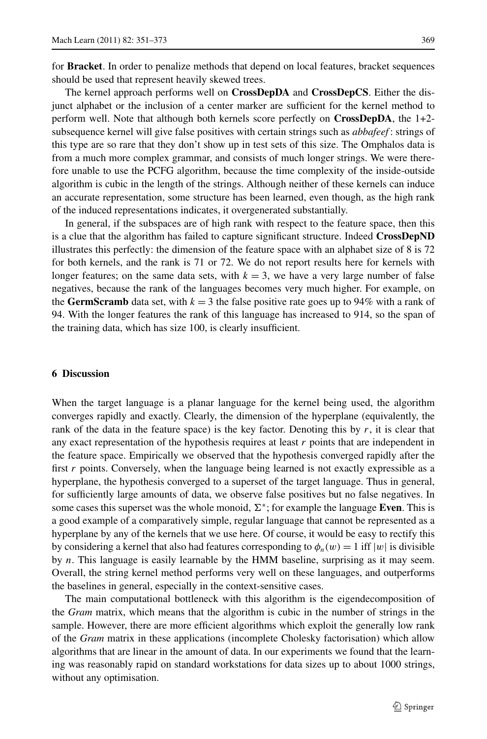for **Bracket**. In order to penalize methods that depend on local features, bracket sequences should be used that represent heavily skewed trees.

The kernel approach performs well on **CrossDepDA** and **CrossDepCS**. Either the disjunct alphabet or the inclusion of a center marker are sufficient for the kernel method to perform well. Note that although both kernels score perfectly on **CrossDepDA**, the 1+2-subsequence kernel will give false positives with certain strings such as *abbafeef*: strings of this type are so rare that they don't show up in test sets of this size. The Omphalos data is from a much more complex grammar, and consists of much longer strings. We were therefore unable to use the PCFG algorithm, because the time complexity of the inside-outside algorithm is cubic in the length of the strings. Although neither of these kernels can induce an accurate representation, some structure has been learned, even though, as the high rank of the induced representations indicates, it overgenerated substantially.

In general, if the subspaces are of high rank with respect to the feature space, then this is a clue that the algorithm has failed to capture significant structure. Indeed **CrossDepND** illustrates this perfectly: the dimension of the feature space with an alphabet size of 8 is 72 for both kernels, and the rank is 71 or 72. We do not report results here for kernels with longer features; on the same data sets, with $k = 3$, we have a very large number of false negatives, because the rank of the languages becomes very much higher. For example, on the **GermScramb** data set, with $k = 3$ the false positive rate goes up to 94% with a rank of 94. With the longer features the rank of this language has increased to 914, so the span of the training data, which has size 100, is clearly insufficient.

## 6 Discussion

When the target language is a planar language for the kernel being used, the algorithm converges rapidly and exactly. Clearly, the dimension of the hyperplane (equivalently, the rank of the data in the feature space) is the key factor. Denoting this by $r$, it is clear that any exact representation of the hypothesis requires at least $r$ points that are independent in the feature space. Empirically we observed that the hypothesis converged rapidly after the first $r$ points. Conversely, when the language being learned is not exactly expressible as a hyperplane, the hypothesis converged to a superset of the target language. Thus in general, for sufficiently large amounts of data, we observe false positives but no false negatives. In some cases this superset was the whole monoid, $\Sigma^*$; for example the language **Even**. This is a good example of a comparatively simple, regular language that cannot be represented as a hyperplane by any of the kernels that we use here. Of course, it would be easy to rectify this by considering a kernel that also had features corresponding to $\phi_n(w) = 1$ iff $|w|$ is divisible by $n$. This language is easily learnable by the HMM baseline, surprising as it may seem. Overall, the string kernel method performs very well on these languages, and outperforms the baselines in general, especially in the context-sensitive cases.

The main computational bottleneck with this algorithm is the eigendecomposition of the *Gram* matrix, which means that the algorithm is cubic in the number of strings in the sample. However, there are more efficient algorithms which exploit the generally low rank of the *Gram* matrix in these applications (incomplete Cholesky factorisation) which allow algorithms that are linear in the amount of data. In our experiments we found that the learning was reasonably rapid on standard workstations for data sizes up to about 1000 strings, without any optimisation.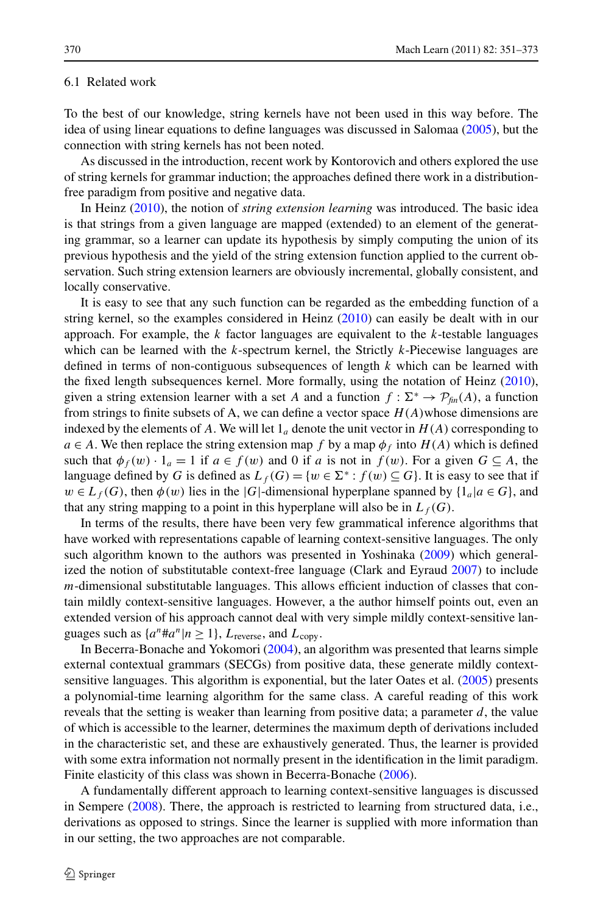### 6.1 Related work

To the best of our knowledge, string kernels have not been used in this way before. The idea of using linear equations to define languages was discussed in Salomaa (2005), but the connection with string kernels has not been noted.

As discussed in the introduction, recent work by Kontorovich and others explored the use of string kernels for grammar induction; the approaches defined there work in a distribution-free paradigm from positive and negative data.

In Heinz (2010), the notion of *string extension learning* was introduced. The basic idea is that strings from a given language are mapped (extended) to an element of the generating grammar, so a learner can update its hypothesis by simply computing the union of its previous hypothesis and the yield of the string extension function applied to the current observation. Such string extension learners are obviously incremental, globally consistent, and locally conservative.

It is easy to see that any such function can be regarded as the embedding function of a string kernel, so the examples considered in Heinz (2010) can easily be dealt with in our approach. For example, the $k$ factor languages are equivalent to the $k$-testable languages which can be learned with the $k$-spectrum kernel, the Strictly $k$-Piecewise languages are defined in terms of non-contiguous subsequences of length $k$ which can be learned with the fixed length subsequences kernel. More formally, using the notation of Heinz (2010), given a string extension learner with a set $A$ and a function $f : \Sigma^* \to \mathcal{P}_{fin}(A)$, a function from strings to finite subsets of A, we can define a vector space $H(A)$whose dimensions are indexed by the elements of $A$. We will let $1_a$ denote the unit vector in $H(A)$ corresponding to $a \in A$. We then replace the string extension map $f$ by a map $\phi_f$ into $H(A)$ which is defined such that $\phi_f(w) \cdot 1_a = 1$ if $a \in f(w)$ and 0 if $a$ is not in $f(w)$. For a given $G \subseteq A$, the language defined by $G$ is defined as $L_f(G) = \{w \in \Sigma^* : f(w) \subseteq G\}$. It is easy to see that if $w \in L_f(G)$, then $\phi(w)$ lies in the $|G|$-dimensional hyperplane spanned by $\{1_a | a \in G\}$, and that any string mapping to a point in this hyperplane will also be in $L_f(G)$.

In terms of the results, there have been very few grammatical inference algorithms that have worked with representations capable of learning context-sensitive languages. The only such algorithm known to the authors was presented in Yoshinaka (2009) which generalized the notion of substitutable context-free language (Clark and Eyraud 2007) to include $m$-dimensional substitutable languages. This allows efficient induction of classes that contain mildly context-sensitive languages. However, a the author himself points out, even an extended version of his approach cannot deal with very simple mildly context-sensitive languages such as $\{a^n \# a^n | n \geq 1\}$, $L_{\text{reverse}}$, and $L_{\text{copy}}$.

In Becerra-Bonache and Yokomori (2004), an algorithm was presented that learns simple external contextual grammars (SECGs) from positive data, these generate mildly context-sensitive languages. This algorithm is exponential, but the later Oates et al. (2005) presents a polynomial-time learning algorithm for the same class. A careful reading of this work reveals that the setting is weaker than learning from positive data; a parameter $d$, the value of which is accessible to the learner, determines the maximum depth of derivations included in the characteristic set, and these are exhaustively generated. Thus, the learner is provided with some extra information not normally present in the identification in the limit paradigm. Finite elasticity of this class was shown in Becerra-Bonache (2006).

A fundamentally different approach to learning context-sensitive languages is discussed in Sempere (2008). There, the approach is restricted to learning from structured data, i.e., derivations as opposed to strings. Since the learner is supplied with more information than in our setting, the two approaches are not comparable.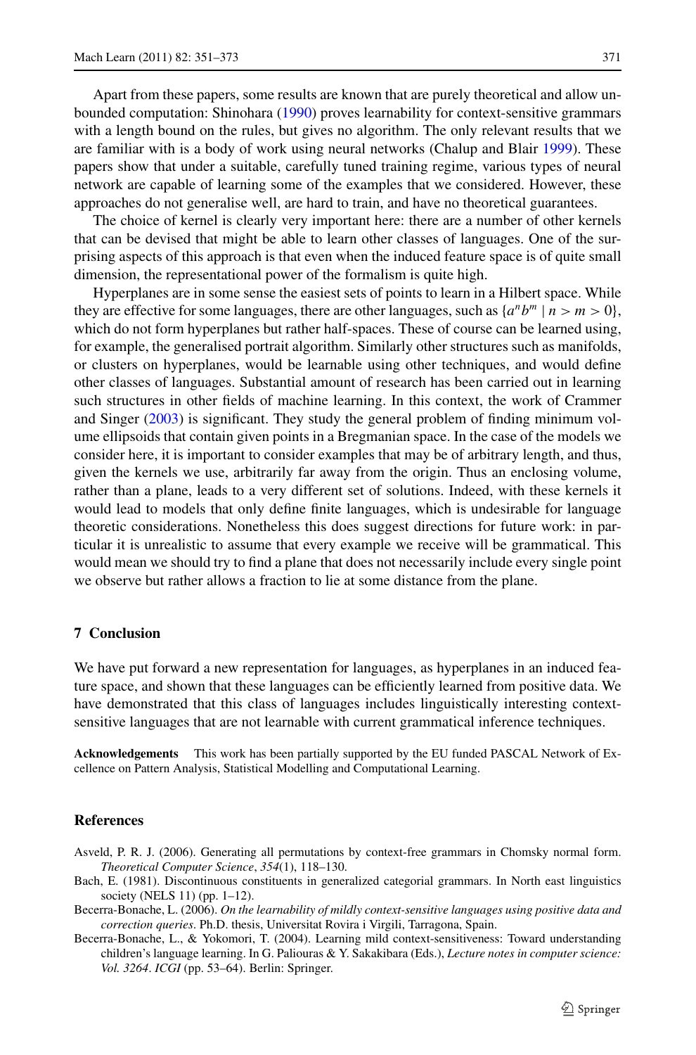Apart from these papers, some results are known that are purely theoretical and allow unbounded computation: Shinohara (1990) proves learnability for context-sensitive grammars with a length bound on the rules, but gives no algorithm. The only relevant results that we are familiar with is a body of work using neural networks (Chalup and Blair 1999). These papers show that under a suitable, carefully tuned training regime, various types of neural network are capable of learning some of the examples that we considered. However, these approaches do not generalise well, are hard to train, and have no theoretical guarantees.

The choice of kernel is clearly very important here: there are a number of other kernels that can be devised that might be able to learn other classes of languages. One of the surprising aspects of this approach is that even when the induced feature space is of quite small dimension, the representational power of the formalism is quite high.

Hyperplanes are in some sense the easiest sets of points to learn in a Hilbert space. While they are effective for some languages, there are other languages, such as $\{a^n b^m \mid n > m > 0\}$, which do not form hyperplanes but rather half-spaces. These of course can be learned using, for example, the generalised portrait algorithm. Similarly other structures such as manifolds, or clusters on hyperplanes, would be learnable using other techniques, and would define other classes of languages. Substantial amount of research has been carried out in learning such structures in other fields of machine learning. In this context, the work of Crammer and Singer (2003) is significant. They study the general problem of finding minimum volume ellipsoids that contain given points in a Bregmanian space. In the case of the models we consider here, it is important to consider examples that may be of arbitrary length, and thus, given the kernels we use, arbitrarily far away from the origin. Thus an enclosing volume, rather than a plane, leads to a very different set of solutions. Indeed, with these kernels it would lead to models that only define finite languages, which is undesirable for language theoretic considerations. Nonetheless this does suggest directions for future work: in particular it is unrealistic to assume that every example we receive will be grammatical. This would mean we should try to find a plane that does not necessarily include every single point we observe but rather allows a fraction to lie at some distance from the plane.

## 7 Conclusion

We have put forward a new representation for languages, as hyperplanes in an induced feature space, and shown that these languages can be efficiently learned from positive data. We have demonstrated that this class of languages includes linguistically interesting context-sensitive languages that are not learnable with current grammatical inference techniques.

**Acknowledgements** This work has been partially supported by the EU funded PASCAL Network of Excellence on Pattern Analysis, Statistical Modelling and Computational Learning.

## References

Asveld, P. R. J. (2006). Generating all permutations by context-free grammars in Chomsky normal form. *Theoretical Computer Science*, *354*(1), 118–130.

Bach, E. (1981). Discontinuous constituents in generalized categorial grammars. In North east linguistics society (NELS 11) (pp. 1–12).

Becerra-Bonache, L. (2006). *On the learnability of mildly context-sensitive languages using positive data and correction queries*. Ph.D. thesis, Universitat Rovira i Virgili, Tarragona, Spain.

Becerra-Bonache, L., & Yokomori, T. (2004). Learning mild context-sensitiveness: Toward understanding children's language learning. In G. Paliouras & Y. Sakakibara (Eds.), *Lecture notes in computer science: Vol. 3264*. *ICGI* (pp. 53–64). Berlin: Springer.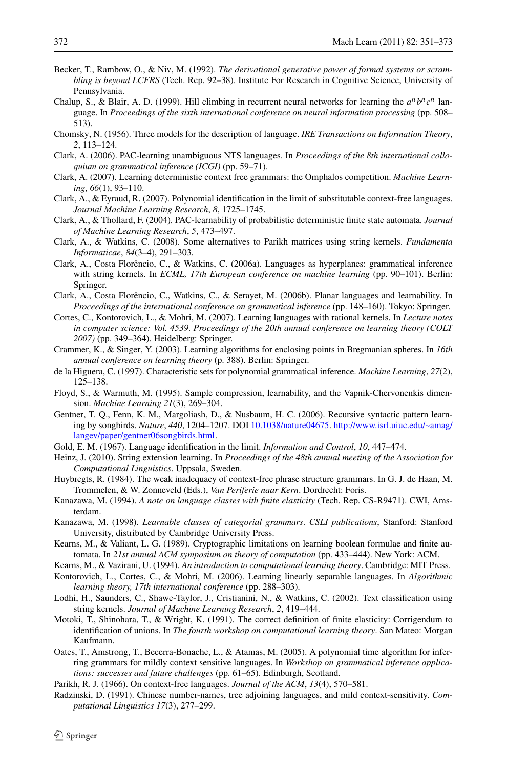Becker, T., Rambow, O., & Niv, M. (1992). *The derivational generative power of formal systems or scrambling is beyond LCFRS* (Tech. Rep. 92–38). Institute For Research in Cognitive Science, University of Pennsylvania.

Chalup, S., & Blair, A. D. (1999). Hill climbing in recurrent neural networks for learning the $a^n b^n c^n$ language. In *Proceedings of the sixth international conference on neural information processing* (pp. 508–513).

Chomsky, N. (1956). Three models for the description of language. *IRE Transactions on Information Theory*, *2*, 113–124.

Clark, A. (2006). PAC-learning unambiguous NTS languages. In *Proceedings of the 8th international colloquium on grammatical inference (ICGI)* (pp. 59–71).

Clark, A. (2007). Learning deterministic context free grammars: the Omphalos competition. *Machine Learning*, *66*(1), 93–110.

Clark, A., & Eyraud, R. (2007). Polynomial identification in the limit of substitutable context-free languages. *Journal Machine Learning Research*, *8*, 1725–1745.

Clark, A., & Thollard, F. (2004). PAC-learnability of probabilistic deterministic finite state automata. *Journal of Machine Learning Research*, *5*, 473–497.

Clark, A., & Watkins, C. (2008). Some alternatives to Parikh matrices using string kernels. *Fundamenta Informaticae*, *84*(3–4), 291–303.

Clark, A., Costa Florêncio, C., & Watkins, C. (2006a). Languages as hyperplanes: grammatical inference with string kernels. In *ECML, 17th European conference on machine learning* (pp. 90–101). Berlin: Springer.

Clark, A., Costa Florêncio, C., Watkins, C., & Serayet, M. (2006b). Planar languages and learnability. In *Proceedings of the international conference on grammatical inference* (pp. 148–160). Tokyo: Springer.

Cortes, C., Kontorovich, L., & Mohri, M. (2007). Learning languages with rational kernels. In *Lecture notes in computer science: Vol. 4539. Proceedings of the 20th annual conference on learning theory (COLT 2007)* (pp. 349–364). Heidelberg: Springer.

Crammer, K., & Singer, Y. (2003). Learning algorithms for enclosing points in Bregmanian spheres. In *16th annual conference on learning theory* (p. 388). Berlin: Springer.

de la Higuera, C. (1997). Characteristic sets for polynomial grammatical inference. *Machine Learning*, *27*(2), 125–138.

Floyd, S., & Warmuth, M. (1995). Sample compression, learnability, and the Vapnik-Chervonenkis dimension. *Machine Learning 21*(3), 269–304.

Gentner, T. Q., Fenn, K. M., Margoliash, D., & Nusbaum, H. C. (2006). Recursive syntactic pattern learning by songbirds. *Nature*, *440*, 1204–1207. DOI 10.1038/nature04675. http://www.isrl.uiuc.edu/~amag/langev/paper/gentner06songbirds.html.

Gold, E. M. (1967). Language identification in the limit. *Information and Control*, *10*, 447–474.

Heinz, J. (2010). String extension learning. In *Proceedings of the 48th annual meeting of the Association for Computational Linguistics*. Uppsala, Sweden.

Huybregts, R. (1984). The weak inadequacy of context-free phrase structure grammars. In G. J. de Haan, M. Trommelen, & W. Zonneveld (Eds.), *Van Periferie naar Kern*. Dordrecht: Foris.

Kanazawa, M. (1994). *A note on language classes with finite elasticity* (Tech. Rep. CS-R9471). CWI, Amsterdam.

Kanazawa, M. (1998). *Learnable classes of categorial grammars*. *CSLI publications*, Stanford: Stanford University, distributed by Cambridge University Press.

Kearns, M., & Valiant, L. G. (1989). Cryptographic limitations on learning boolean formulae and finite automata. In *21st annual ACM symposium on theory of computation* (pp. 433–444). New York: ACM.

Kearns, M., & Vazirani, U. (1994). *An introduction to computational learning theory*. Cambridge: MIT Press.

Kontorovich, L., Cortes, C., & Mohri, M. (2006). Learning linearly separable languages. In *Algorithmic learning theory, 17th international conference* (pp. 288–303).

Lodhi, H., Saunders, C., Shawe-Taylor, J., Cristianini, N., & Watkins, C. (2002). Text classification using string kernels. *Journal of Machine Learning Research*, *2*, 419–444.

Motoki, T., Shinohara, T., & Wright, K. (1991). The correct definition of finite elasticity: Corrigendum to identification of unions. In *The fourth workshop on computational learning theory*. San Mateo: Morgan Kaufmann.

Oates, T., Amstrong, T., Becerra-Bonache, L., & Atamas, M. (2005). A polynomial time algorithm for inferring grammars for mildly context sensitive languages. In *Workshop on grammatical inference applications: successes and future challenges* (pp. 61–65). Edinburgh, Scotland.

Parikh, R. J. (1966). On context-free languages. *Journal of the ACM*, *13*(4), 570–581.

Radzinski, D. (1991). Chinese number-names, tree adjoining languages, and mild context-sensitivity. *Computational Linguistics 17*(3), 277–299.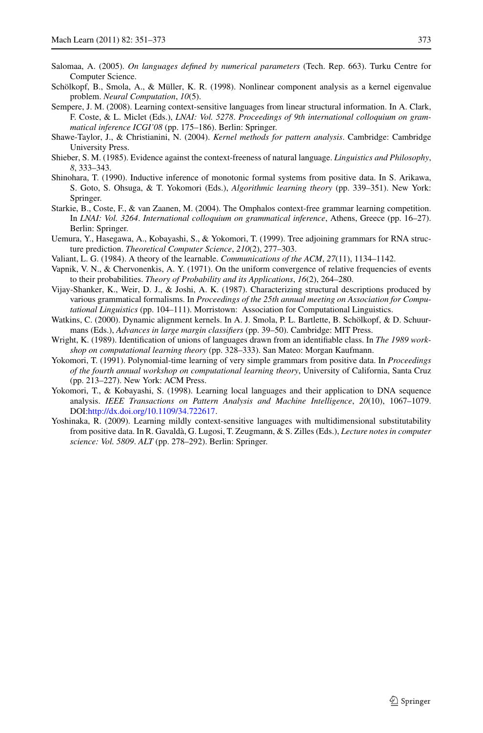Salomaa, A. (2005). *On languages defined by numerical parameters* (Tech. Rep. 663). Turku Centre for Computer Science.

Schölkopf, B., Smola, A., & Müller, K. R. (1998). Nonlinear component analysis as a kernel eigenvalue problem. *Neural Computation*, *10*(5).

Sempere, J. M. (2008). Learning context-sensitive languages from linear structural information. In A. Clark, F. Coste, & L. Miclet (Eds.), *LNAI: Vol. 5278. Proceedings of 9th international colloquium on grammatical inference ICGI'08* (pp. 175–186). Berlin: Springer.

Shawe-Taylor, J., & Christianini, N. (2004). *Kernel methods for pattern analysis*. Cambridge: Cambridge University Press.

Shieber, S. M. (1985). Evidence against the context-freeness of natural language. *Linguistics and Philosophy*, *8*, 333–343.

Shinohara, T. (1990). Inductive inference of monotonic formal systems from positive data. In S. Arikawa, S. Goto, S. Ohsuga, & T. Yokomori (Eds.), *Algorithmic learning theory* (pp. 339–351). New York: Springer.

Starkie, B., Coste, F., & van Zaanen, M. (2004). The Omphalos context-free grammar learning competition. In *LNAI: Vol. 3264. International colloquium on grammatical inference*, Athens, Greece (pp. 16–27). Berlin: Springer.

Uemura, Y., Hasegawa, A., Kobayashi, S., & Yokomori, T. (1999). Tree adjoining grammars for RNA structure prediction. *Theoretical Computer Science*, *210*(2), 277–303.

Valiant, L. G. (1984). A theory of the learnable. *Communications of the ACM*, *27*(11), 1134–1142.

Vapnik, V. N., & Chervonenkis, A. Y. (1971). On the uniform convergence of relative frequencies of events to their probabilities. *Theory of Probability and its Applications*, *16*(2), 264–280.

Vijay-Shanker, K., Weir, D. J., & Joshi, A. K. (1987). Characterizing structural descriptions produced by various grammatical formalisms. In *Proceedings of the 25th annual meeting on Association for Computational Linguistics* (pp. 104–111). Morristown: Association for Computational Linguistics.

Watkins, C. (2000). Dynamic alignment kernels. In A. J. Smola, P. L. Bartlette, B. Schölkopf, & D. Schuurmans (Eds.), *Advances in large margin classifiers* (pp. 39–50). Cambridge: MIT Press.

Wright, K. (1989). Identification of unions of languages drawn from an identifiable class. In *The 1989 workshop on computational learning theory* (pp. 328–333). San Mateo: Morgan Kaufmann.

Yokomori, T. (1991). Polynomial-time learning of very simple grammars from positive data. In *Proceedings of the fourth annual workshop on computational learning theory*, University of California, Santa Cruz (pp. 213–227). New York: ACM Press.

Yokomori, T., & Kobayashi, S. (1998). Learning local languages and their application to DNA sequence analysis. *IEEE Transactions on Pattern Analysis and Machine Intelligence*, *20*(10), 1067–1079. DOI:http://dx.doi.org/10.1109/34.722617.

Yoshinaka, R. (2009). Learning mildly context-sensitive languages with multidimensional substitutability from positive data. In R. Gavaldà, G. Lugosi, T. Zeugmann, & S. Zilles (Eds.), *Lecture notes in computer science: Vol. 5809. ALT* (pp. 278–292). Berlin: Springer.